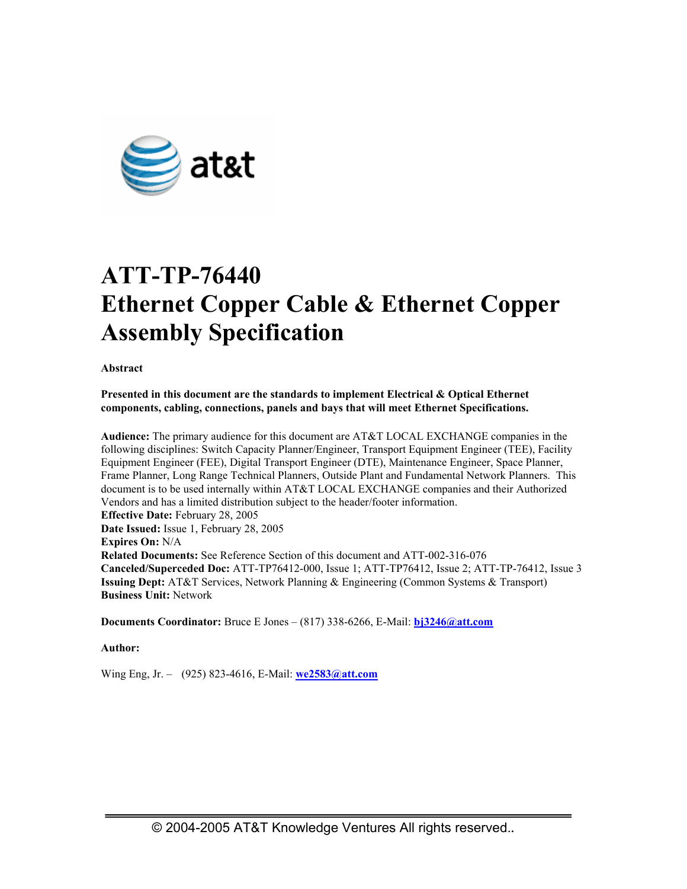# ATT-TP-76440
# Ethernet Copper Cable & Ethernet Copper Assembly Specification

**Abstract**

**Presented in this document are the standards to implement Electrical & Optical Ethernet components, cabling, connections, panels and bays that will meet Ethernet Specifications.**

**Audience:** The primary audience for this document are AT&T LOCAL EXCHANGE companies in the following disciplines: Switch Capacity Planner/Engineer, Transport Equipment Engineer (TEE), Facility Equipment Engineer (FEE), Digital Transport Engineer (DTE), Maintenance Engineer, Space Planner, Frame Planner, Long Range Technical Planners, Outside Plant and Fundamental Network Planners. This document is to be used internally within AT&T LOCAL EXCHANGE companies and their Authorized Vendors and has a limited distribution subject to the header/footer information.
**Effective Date:** February 28, 2005
**Date Issued:** Issue 1, February 28, 2005
**Expires On:** N/A
**Related Documents:** See Reference Section of this document and ATT-002-316-076
**Canceled/Superceded Doc:** ATT-TP76412-000, Issue 1; ATT-TP76412, Issue 2; ATT-TP-76412, Issue 3
**Issuing Dept:** AT&T Services, Network Planning & Engineering (Common Systems & Transport)
**Business Unit:** Network

**Documents Coordinator:** Bruce E Jones – (817) 338-6266, E-Mail: **bj3246@att.com**

**Author:**

Wing Eng, Jr. – (925) 823-4616, E-Mail: **we2583@att.com**

© 2004-2005 AT&T Knowledge Ventures All rights reserved..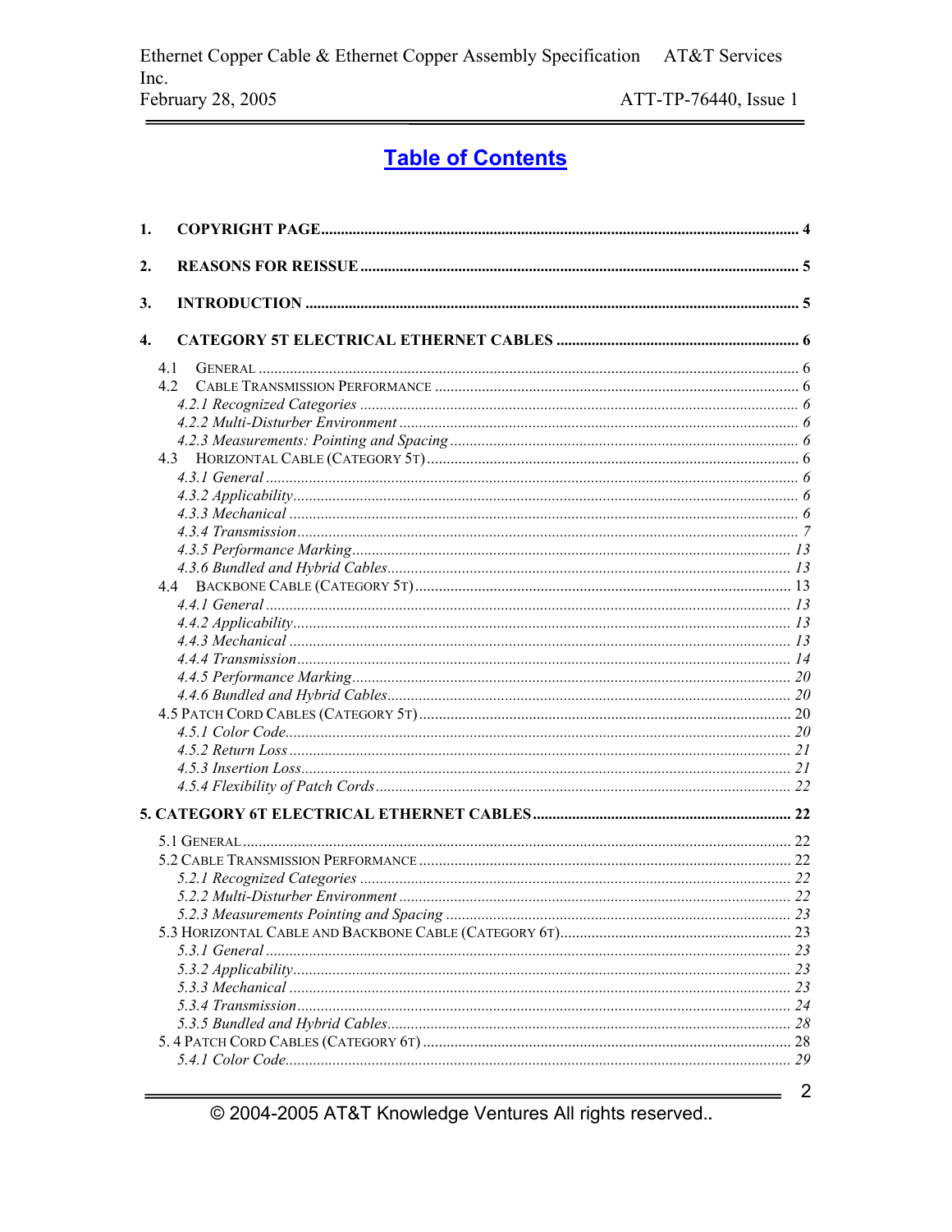# Table of Contents

1. **COPYRIGHT PAGE** ........................................................ 4

2. **REASONS FOR REISSUE** ........................................................ 5

3. **INTRODUCTION** ........................................................ 5

4. **CATEGORY 5T ELECTRICAL ETHERNET CABLES** ........................................................ 6

- 4.1 GENERAL ........................................................ 6
- 4.2 CABLE TRANSMISSION PERFORMANCE ........................................................ 6
  - *4.2.1 Recognized Categories* ........................................................ *6*
  - *4.2.2 Multi-Disturber Environment* ........................................................ *6*
  - *4.2.3 Measurements: Pointing and Spacing* ........................................................ *6*
- 4.3 HORIZONTAL CABLE (CATEGORY 5T) ........................................................ 6
  - *4.3.1 General* ........................................................ *6*
  - *4.3.2 Applicability* ........................................................ *6*
  - *4.3.3 Mechanical* ........................................................ *6*
  - *4.3.4 Transmission* ........................................................ *7*
  - *4.3.5 Performance Marking* ........................................................ *13*
  - *4.3.6 Bundled and Hybrid Cables* ........................................................ *13*
- 4.4 BACKBONE CABLE (CATEGORY 5T) ........................................................ 13
  - *4.4.1 General* ........................................................ *13*
  - *4.4.2 Applicability* ........................................................ *13*
  - *4.4.3 Mechanical* ........................................................ *13*
  - *4.4.4 Transmission* ........................................................ *14*
  - *4.4.5 Performance Marking* ........................................................ *20*
  - *4.4.6 Bundled and Hybrid Cables* ........................................................ *20*
- 4.5 PATCH CORD CABLES (CATEGORY 5T) ........................................................ 20
  - *4.5.1 Color Code* ........................................................ *20*
  - *4.5.2 Return Loss* ........................................................ *21*
  - *4.5.3 Insertion Loss* ........................................................ *21*
  - *4.5.4 Flexibility of Patch Cords* ........................................................ *22*

**5. CATEGORY 6T ELECTRICAL ETHERNET CABLES** ........................................................ 22

- 5.1 GENERAL ........................................................ 22
- 5.2 CABLE TRANSMISSION PERFORMANCE ........................................................ 22
  - *5.2.1 Recognized Categories* ........................................................ *22*
  - *5.2.2 Multi-Disturber Environment* ........................................................ *22*
  - *5.2.3 Measurements Pointing and Spacing* ........................................................ *23*
- 5.3 HORIZONTAL CABLE AND BACKBONE CABLE (CATEGORY 6T) ........................................................ 23
  - *5.3.1 General* ........................................................ *23*
  - *5.3.2 Applicability* ........................................................ *23*
  - *5.3.3 Mechanical* ........................................................ *23*
  - *5.3.4 Transmission* ........................................................ *24*
  - *5.3.5 Bundled and Hybrid Cables* ........................................................ *28*
- 5. 4 PATCH CORD CABLES (CATEGORY 6T) ........................................................ 28
  - *5.4.1 Color Code* ........................................................ *29*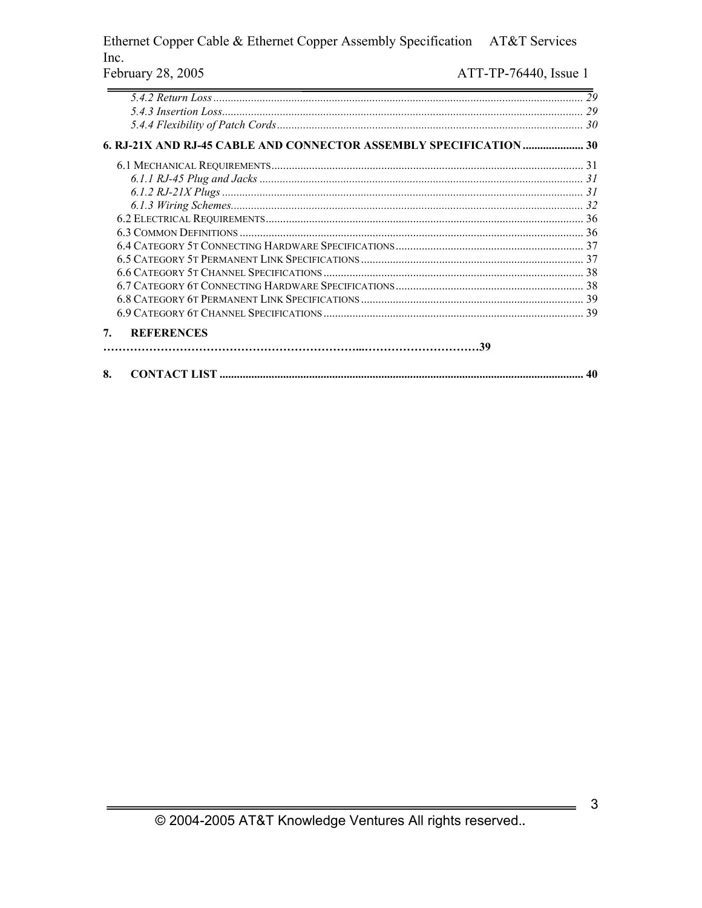*5.4.2 Return Loss* ............................................................................................................................ *29*
*5.4.3 Insertion Loss*........................................................................................................................ *29*
*5.4.4 Flexibility of Patch Cords* ..................................................................................................... *30*

**6. RJ-21X AND RJ-45 CABLE AND CONNECTOR ASSEMBLY SPECIFICATION ..................... 30**

6.1 Mechanical Requirements ......................................................................................................... 31
*6.1.1 RJ-45 Plug and Jacks* .............................................................................................................. *31*
*6.1.2 RJ-21X Plugs* ......................................................................................................................... *31*
*6.1.3 Wiring Schemes*...................................................................................................................... *32*
6.2 Electrical Requirements ............................................................................................................. 36
6.3 Common Definitions .................................................................................................................. 36
6.4 Category 5t Connecting Hardware Specifications ................................................................... 37
6.5 Category 5t Permanent Link Specifications ............................................................................ 37
6.6 Category 5t Channel Specifications ......................................................................................... 38
6.7 Category 6t Connecting Hardware Specifications ................................................................... 38
6.8 Category 6t Permanent Link Specifications ............................................................................ 39
6.9 Category 6t Channel Specifications ......................................................................................... 39

**7. REFERENCES ……………………………………………………...…………………………39**

**8. CONTACT LIST .......................................................................................................................... 40**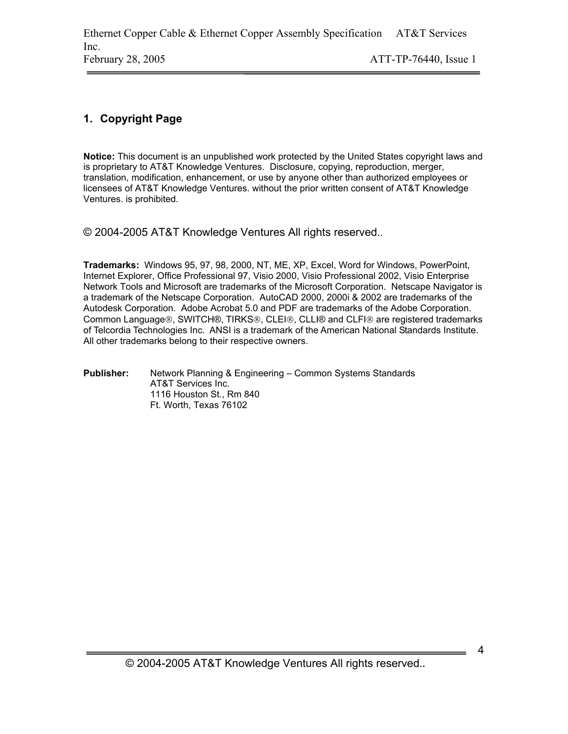# 1. Copyright Page

**Notice:** This document is an unpublished work protected by the United States copyright laws and is proprietary to AT&T Knowledge Ventures. Disclosure, copying, reproduction, merger, translation, modification, enhancement, or use by anyone other than authorized employees or licensees of AT&T Knowledge Ventures. without the prior written consent of AT&T Knowledge Ventures. is prohibited.

© 2004-2005 AT&T Knowledge Ventures All rights reserved..

**Trademarks:** Windows 95, 97, 98, 2000, NT, ME, XP, Excel, Word for Windows, PowerPoint, Internet Explorer, Office Professional 97, Visio 2000, Visio Professional 2002, Visio Enterprise Network Tools and Microsoft are trademarks of the Microsoft Corporation. Netscape Navigator is a trademark of the Netscape Corporation. AutoCAD 2000, 2000i & 2002 are trademarks of the Autodesk Corporation. Adobe Acrobat 5.0 and PDF are trademarks of the Adobe Corporation. Common Language®, SWITCH®, TIRKS®, CLEI®, CLLI® and CLFI® are registered trademarks of Telcordia Technologies Inc. ANSI is a trademark of the American National Standards Institute. All other trademarks belong to their respective owners.

**Publisher:** Network Planning & Engineering – Common Systems Standards
AT&T Services Inc.
1116 Houston St., Rm 840
Ft. Worth, Texas 76102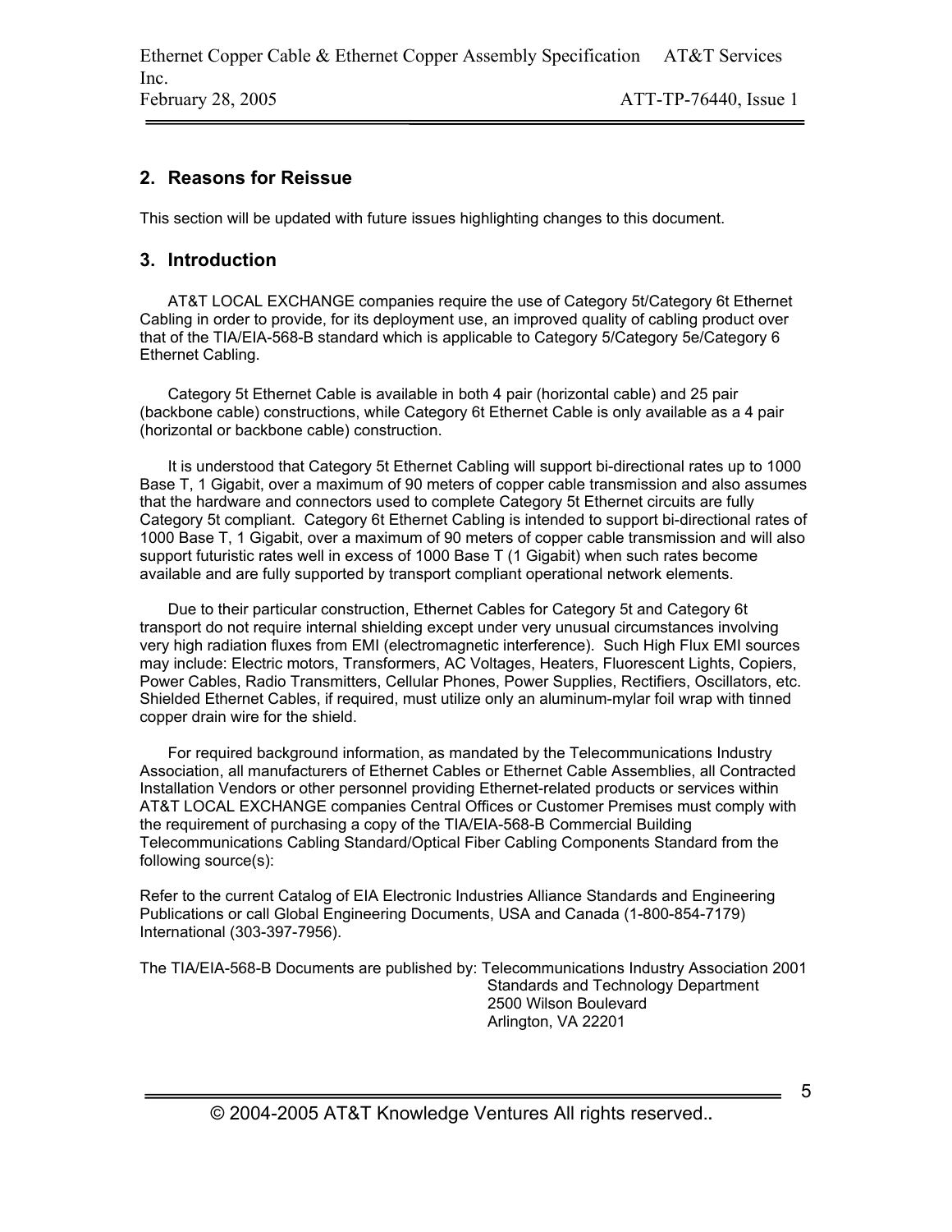## 2. Reasons for Reissue

This section will be updated with future issues highlighting changes to this document.

## 3. Introduction

AT&T LOCAL EXCHANGE companies require the use of Category 5t/Category 6t Ethernet Cabling in order to provide, for its deployment use, an improved quality of cabling product over that of the TIA/EIA-568-B standard which is applicable to Category 5/Category 5e/Category 6 Ethernet Cabling.

Category 5t Ethernet Cable is available in both 4 pair (horizontal cable) and 25 pair (backbone cable) constructions, while Category 6t Ethernet Cable is only available as a 4 pair (horizontal or backbone cable) construction.

It is understood that Category 5t Ethernet Cabling will support bi-directional rates up to 1000 Base T, 1 Gigabit, over a maximum of 90 meters of copper cable transmission and also assumes that the hardware and connectors used to complete Category 5t Ethernet circuits are fully Category 5t compliant. Category 6t Ethernet Cabling is intended to support bi-directional rates of 1000 Base T, 1 Gigabit, over a maximum of 90 meters of copper cable transmission and will also support futuristic rates well in excess of 1000 Base T (1 Gigabit) when such rates become available and are fully supported by transport compliant operational network elements.

Due to their particular construction, Ethernet Cables for Category 5t and Category 6t transport do not require internal shielding except under very unusual circumstances involving very high radiation fluxes from EMI (electromagnetic interference). Such High Flux EMI sources may include: Electric motors, Transformers, AC Voltages, Heaters, Fluorescent Lights, Copiers, Power Cables, Radio Transmitters, Cellular Phones, Power Supplies, Rectifiers, Oscillators, etc. Shielded Ethernet Cables, if required, must utilize only an aluminum-mylar foil wrap with tinned copper drain wire for the shield.

For required background information, as mandated by the Telecommunications Industry Association, all manufacturers of Ethernet Cables or Ethernet Cable Assemblies, all Contracted Installation Vendors or other personnel providing Ethernet-related products or services within AT&T LOCAL EXCHANGE companies Central Offices or Customer Premises must comply with the requirement of purchasing a copy of the TIA/EIA-568-B Commercial Building Telecommunications Cabling Standard/Optical Fiber Cabling Components Standard from the following source(s):

Refer to the current Catalog of EIA Electronic Industries Alliance Standards and Engineering Publications or call Global Engineering Documents, USA and Canada (1-800-854-7179) International (303-397-7956).

The TIA/EIA-568-B Documents are published by: Telecommunications Industry Association 2001
Standards and Technology Department
2500 Wilson Boulevard
Arlington, VA 22201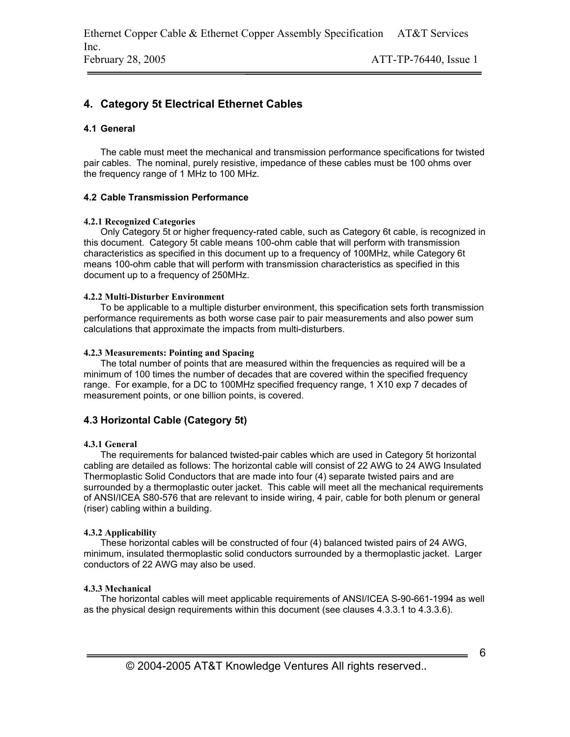# 4. Category 5t Electrical Ethernet Cables

## 4.1 General

The cable must meet the mechanical and transmission performance specifications for twisted pair cables. The nominal, purely resistive, impedance of these cables must be 100 ohms over the frequency range of 1 MHz to 100 MHz.

## 4.2 Cable Transmission Performance

#### 4.2.1 Recognized Categories

Only Category 5t or higher frequency-rated cable, such as Category 6t cable, is recognized in this document. Category 5t cable means 100-ohm cable that will perform with transmission characteristics as specified in this document up to a frequency of 100MHz, while Category 6t means 100-ohm cable that will perform with transmission characteristics as specified in this document up to a frequency of 250MHz.

#### 4.2.2 Multi-Disturber Environment

To be applicable to a multiple disturber environment, this specification sets forth transmission performance requirements as both worse case pair to pair measurements and also power sum calculations that approximate the impacts from multi-disturbers.

#### 4.2.3 Measurements: Pointing and Spacing

The total number of points that are measured within the frequencies as required will be a minimum of 100 times the number of decades that are covered within the specified frequency range. For example, for a DC to 100MHz specified frequency range, 1 X10 exp 7 decades of measurement points, or one billion points, is covered.

## 4.3 Horizontal Cable (Category 5t)

#### 4.3.1 General

The requirements for balanced twisted-pair cables which are used in Category 5t horizontal cabling are detailed as follows: The horizontal cable will consist of 22 AWG to 24 AWG Insulated Thermoplastic Solid Conductors that are made into four (4) separate twisted pairs and are surrounded by a thermoplastic outer jacket. This cable will meet all the mechanical requirements of ANSI/ICEA S80-576 that are relevant to inside wiring, 4 pair, cable for both plenum or general (riser) cabling within a building.

#### 4.3.2 Applicability

These horizontal cables will be constructed of four (4) balanced twisted pairs of 24 AWG, minimum, insulated thermoplastic solid conductors surrounded by a thermoplastic jacket. Larger conductors of 22 AWG may also be used.

#### 4.3.3 Mechanical

The horizontal cables will meet applicable requirements of ANSI/ICEA S-90-661-1994 as well as the physical design requirements within this document (see clauses 4.3.3.1 to 4.3.3.6).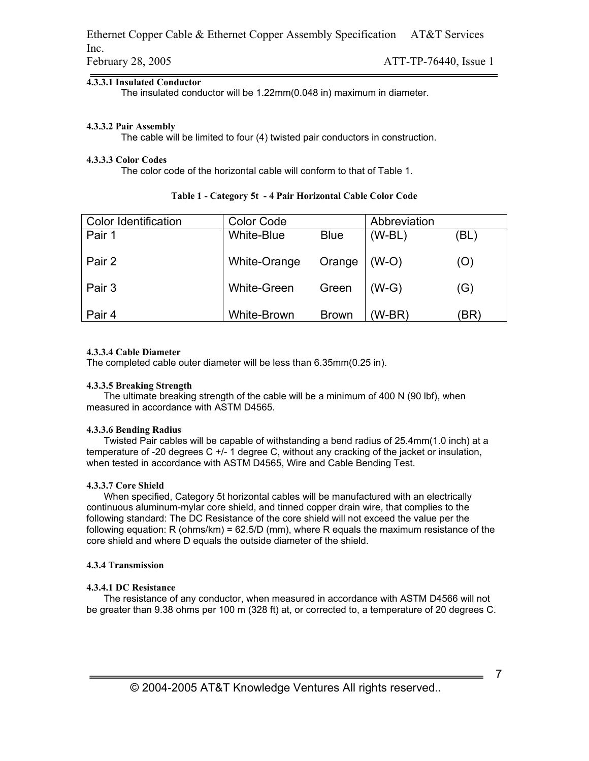#### 4.3.3.1 Insulated Conductor

The insulated conductor will be 1.22mm(0.048 in) maximum in diameter.

#### 4.3.3.2 Pair Assembly

The cable will be limited to four (4) twisted pair conductors in construction.

#### 4.3.3.3 Color Codes

The color code of the horizontal cable will conform to that of Table 1.

**Table 1 - Category 5t - 4 Pair Horizontal Cable Color Code**

| Color Identification | Color Code | | Abbreviation | |
|---|---|---|---|---|
| Pair 1 | White-Blue | Blue | (W-BL) | (BL) |
| Pair 2 | White-Orange | Orange | (W-O) | (O) |
| Pair 3 | White-Green | Green | (W-G) | (G) |
| Pair 4 | White-Brown | Brown | (W-BR) | (BR) |

#### 4.3.3.4 Cable Diameter

The completed cable outer diameter will be less than 6.35mm(0.25 in).

#### 4.3.3.5 Breaking Strength

The ultimate breaking strength of the cable will be a minimum of 400 N (90 lbf), when measured in accordance with ASTM D4565.

#### 4.3.3.6 Bending Radius

Twisted Pair cables will be capable of withstanding a bend radius of 25.4mm(1.0 inch) at a temperature of -20 degrees C +/- 1 degree C, without any cracking of the jacket or insulation, when tested in accordance with ASTM D4565, Wire and Cable Bending Test.

#### 4.3.3.7 Core Shield

When specified, Category 5t horizontal cables will be manufactured with an electrically continuous aluminum-mylar core shield, and tinned copper drain wire, that complies to the following standard: The DC Resistance of the core shield will not exceed the value per the following equation: R (ohms/km) = 62.5/D (mm), where R equals the maximum resistance of the core shield and where D equals the outside diameter of the shield.

### 4.3.4 Transmission

#### 4.3.4.1 DC Resistance

The resistance of any conductor, when measured in accordance with ASTM D4566 will not be greater than 9.38 ohms per 100 m (328 ft) at, or corrected to, a temperature of 20 degrees C.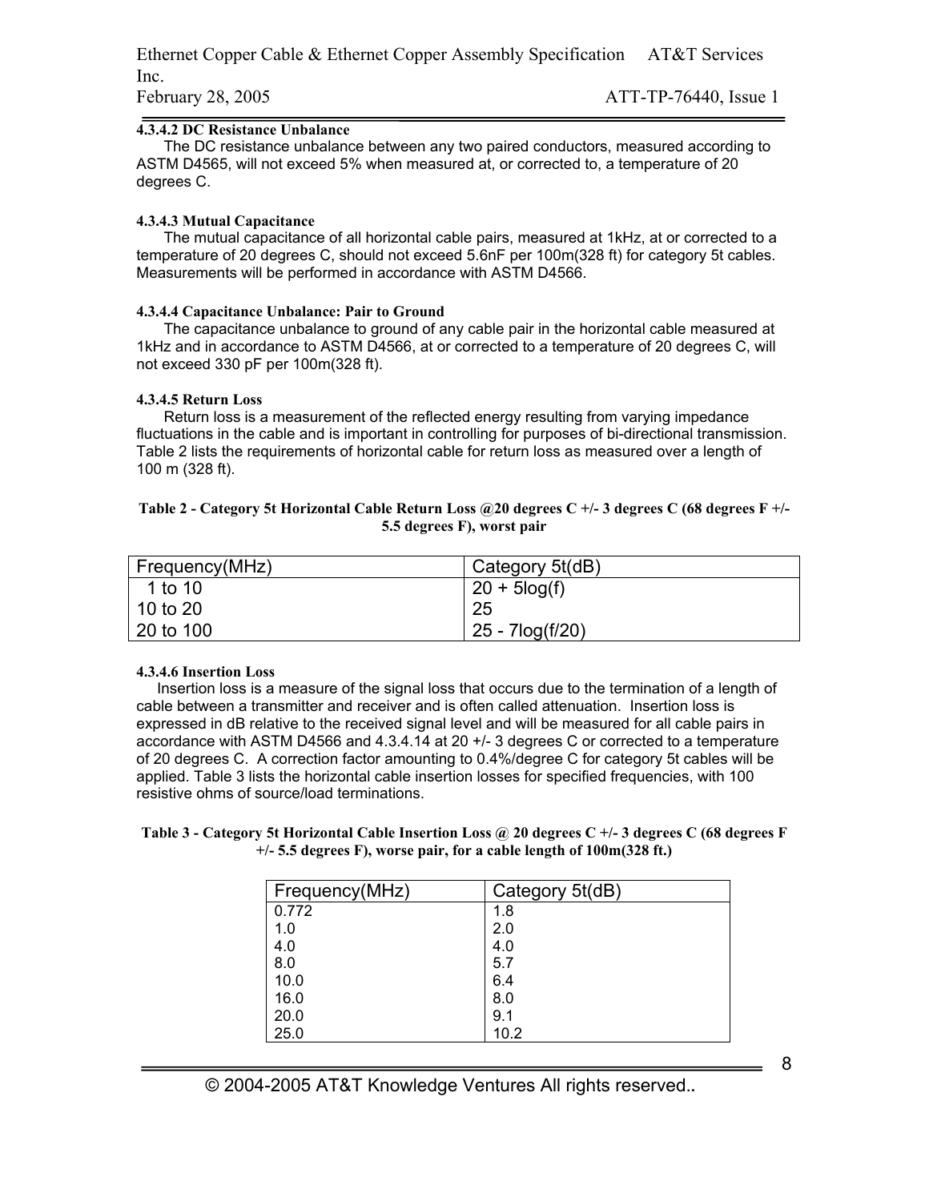#### 4.3.4.2 DC Resistance Unbalance

The DC resistance unbalance between any two paired conductors, measured according to ASTM D4565, will not exceed 5% when measured at, or corrected to, a temperature of 20 degrees C.

#### 4.3.4.3 Mutual Capacitance

The mutual capacitance of all horizontal cable pairs, measured at 1kHz, at or corrected to a temperature of 20 degrees C, should not exceed 5.6nF per 100m(328 ft) for category 5t cables. Measurements will be performed in accordance with ASTM D4566.

#### 4.3.4.4 Capacitance Unbalance: Pair to Ground

The capacitance unbalance to ground of any cable pair in the horizontal cable measured at 1kHz and in accordance to ASTM D4566, at or corrected to a temperature of 20 degrees C, will not exceed 330 pF per 100m(328 ft).

#### 4.3.4.5 Return Loss

Return loss is a measurement of the reflected energy resulting from varying impedance fluctuations in the cable and is important in controlling for purposes of bi-directional transmission. Table 2 lists the requirements of horizontal cable for return loss as measured over a length of 100 m (328 ft).

**Table 2 - Category 5t Horizontal Cable Return Loss @20 degrees C +/- 3 degrees C (68 degrees F +/- 5.5 degrees F), worst pair**

| Frequency(MHz) | Category 5t(dB) |
|---|---|
| 1 to 10 | 20 + 5log(f) |
| 10 to 20 | 25 |
| 20 to 100 | 25 - 7log(f/20) |

#### 4.3.4.6 Insertion Loss

Insertion loss is a measure of the signal loss that occurs due to the termination of a length of cable between a transmitter and receiver and is often called attenuation. Insertion loss is expressed in dB relative to the received signal level and will be measured for all cable pairs in accordance with ASTM D4566 and 4.3.4.14 at 20 +/- 3 degrees C or corrected to a temperature of 20 degrees C. A correction factor amounting to 0.4%/degree C for category 5t cables will be applied. Table 3 lists the horizontal cable insertion losses for specified frequencies, with 100 resistive ohms of source/load terminations.

**Table 3 - Category 5t Horizontal Cable Insertion Loss @ 20 degrees C +/- 3 degrees C (68 degrees F +/- 5.5 degrees F), worse pair, for a cable length of 100m(328 ft.)**

| Frequency(MHz) | Category 5t(dB) |
|---|---|
| 0.772 | 1.8 |
| 1.0 | 2.0 |
| 4.0 | 4.0 |
| 8.0 | 5.7 |
| 10.0 | 6.4 |
| 16.0 | 8.0 |
| 20.0 | 9.1 |
| 25.0 | 10.2 |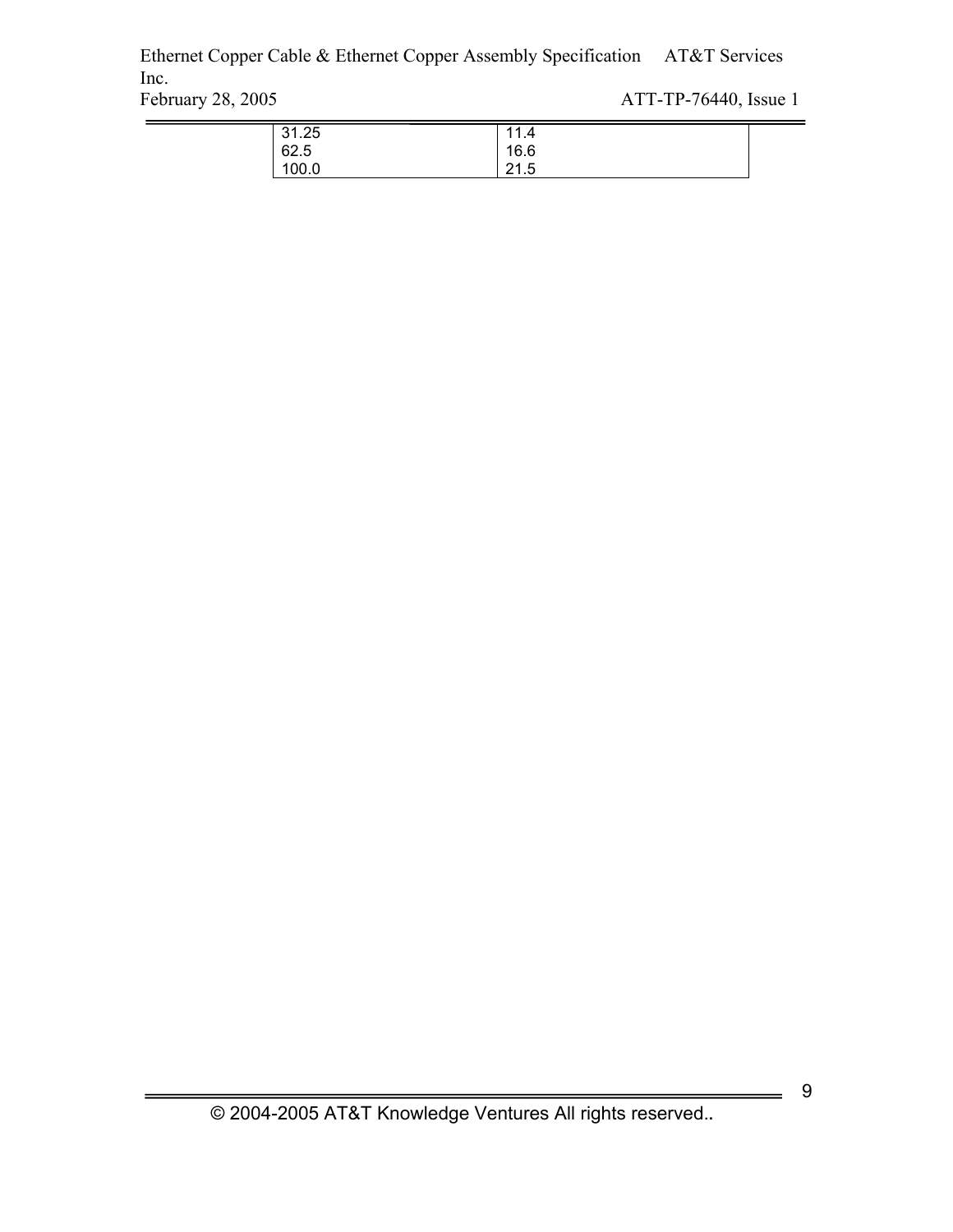| | |
|---|---|
| 31.25 | 11.4 |
| 62.5 | 16.6 |
| 100.0 | 21.5 |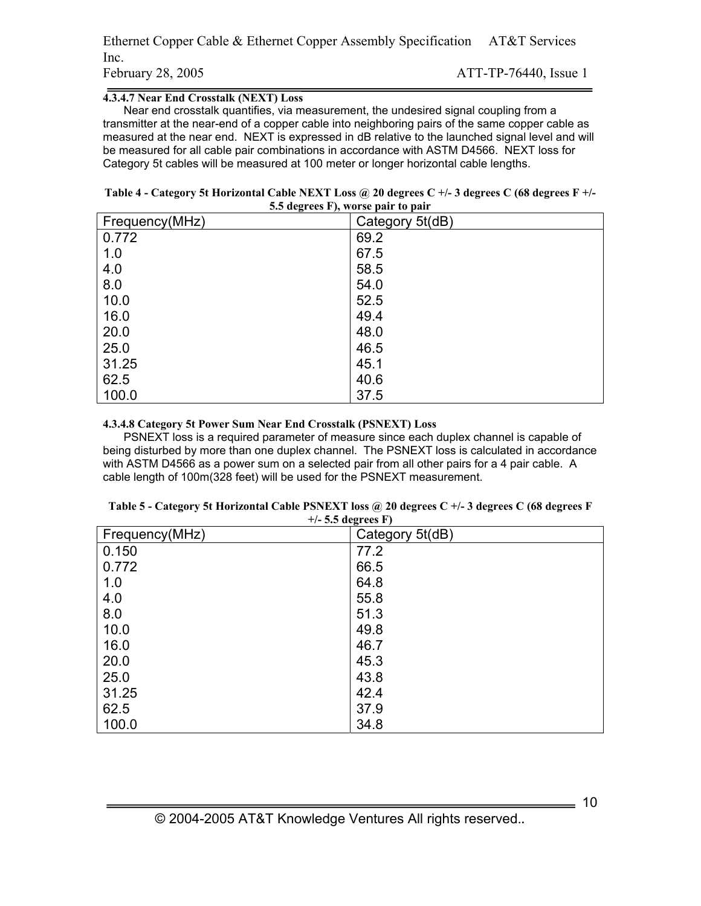#### 4.3.4.7 Near End Crosstalk (NEXT) Loss

Near end crosstalk quantifies, via measurement, the undesired signal coupling from a transmitter at the near-end of a copper cable into neighboring pairs of the same copper cable as measured at the near end. NEXT is expressed in dB relative to the launched signal level and will be measured for all cable pair combinations in accordance with ASTM D4566. NEXT loss for Category 5t cables will be measured at 100 meter or longer horizontal cable lengths.

**Table 4 - Category 5t Horizontal Cable NEXT Loss @ 20 degrees C +/- 3 degrees C (68 degrees F +/- 5.5 degrees F), worse pair to pair**

| Frequency(MHz) | Category 5t(dB) |
|---|---|
| 0.772 | 69.2 |
| 1.0 | 67.5 |
| 4.0 | 58.5 |
| 8.0 | 54.0 |
| 10.0 | 52.5 |
| 16.0 | 49.4 |
| 20.0 | 48.0 |
| 25.0 | 46.5 |
| 31.25 | 45.1 |
| 62.5 | 40.6 |
| 100.0 | 37.5 |

#### 4.3.4.8 Category 5t Power Sum Near End Crosstalk (PSNEXT) Loss

PSNEXT loss is a required parameter of measure since each duplex channel is capable of being disturbed by more than one duplex channel. The PSNEXT loss is calculated in accordance with ASTM D4566 as a power sum on a selected pair from all other pairs for a 4 pair cable. A cable length of 100m(328 feet) will be used for the PSNEXT measurement.

**Table 5 - Category 5t Horizontal Cable PSNEXT loss @ 20 degrees C +/- 3 degrees C (68 degrees F +/- 5.5 degrees F)**

| Frequency(MHz) | Category 5t(dB) |
|---|---|
| 0.150 | 77.2 |
| 0.772 | 66.5 |
| 1.0 | 64.8 |
| 4.0 | 55.8 |
| 8.0 | 51.3 |
| 10.0 | 49.8 |
| 16.0 | 46.7 |
| 20.0 | 45.3 |
| 25.0 | 43.8 |
| 31.25 | 42.4 |
| 62.5 | 37.9 |
| 100.0 | 34.8 |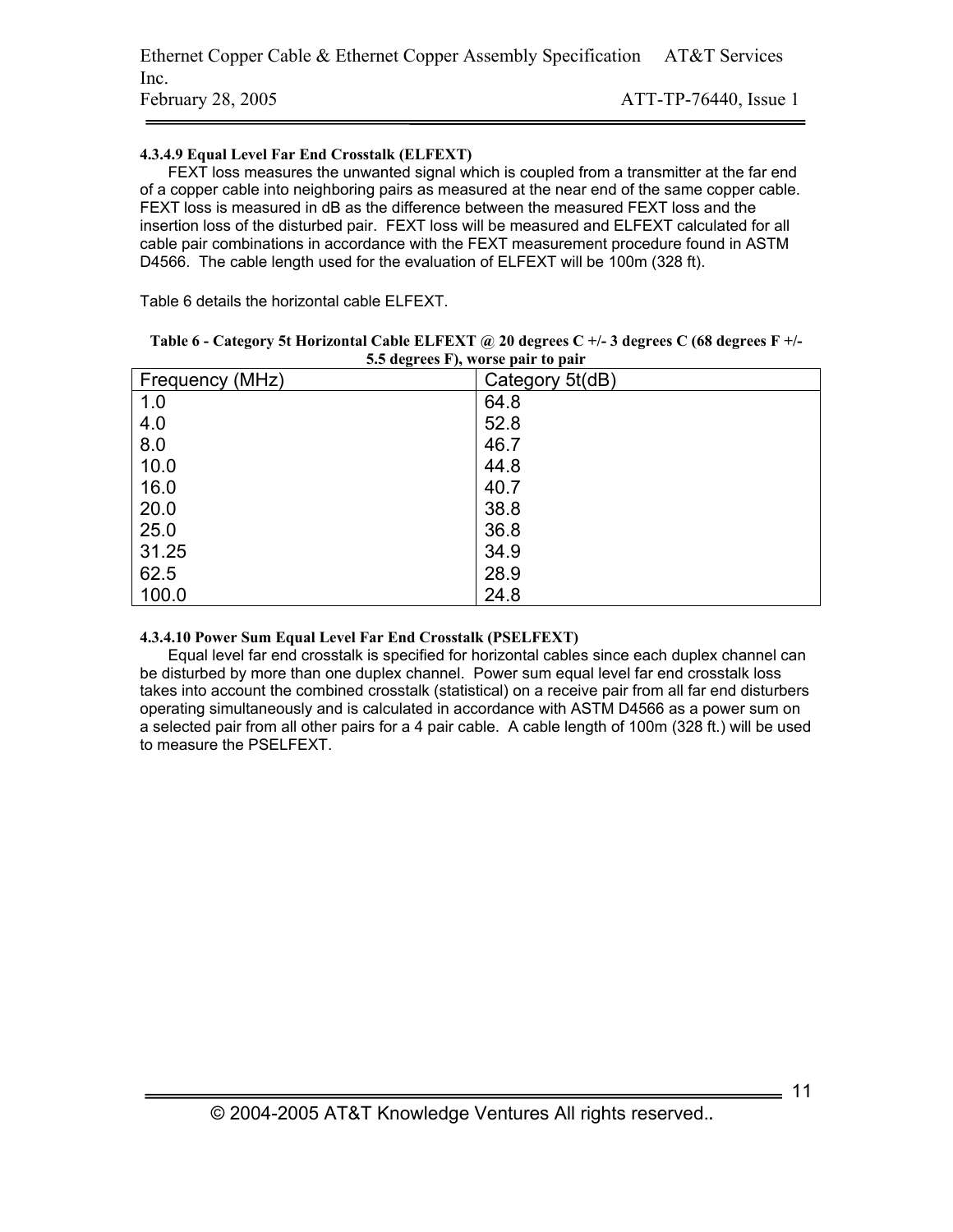#### 4.3.4.9 Equal Level Far End Crosstalk (ELFEXT)

FEXT loss measures the unwanted signal which is coupled from a transmitter at the far end of a copper cable into neighboring pairs as measured at the near end of the same copper cable. FEXT loss is measured in dB as the difference between the measured FEXT loss and the insertion loss of the disturbed pair. FEXT loss will be measured and ELFEXT calculated for all cable pair combinations in accordance with the FEXT measurement procedure found in ASTM D4566. The cable length used for the evaluation of ELFEXT will be 100m (328 ft).

Table 6 details the horizontal cable ELFEXT.

**Table 6 - Category 5t Horizontal Cable ELFEXT @ 20 degrees C +/- 3 degrees C (68 degrees F +/- 5.5 degrees F), worse pair to pair**

| Frequency (MHz) | Category 5t(dB) |
|---|---|
| 1.0 | 64.8 |
| 4.0 | 52.8 |
| 8.0 | 46.7 |
| 10.0 | 44.8 |
| 16.0 | 40.7 |
| 20.0 | 38.8 |
| 25.0 | 36.8 |
| 31.25 | 34.9 |
| 62.5 | 28.9 |
| 100.0 | 24.8 |

#### 4.3.4.10 Power Sum Equal Level Far End Crosstalk (PSELFEXT)

Equal level far end crosstalk is specified for horizontal cables since each duplex channel can be disturbed by more than one duplex channel. Power sum equal level far end crosstalk loss takes into account the combined crosstalk (statistical) on a receive pair from all far end disturbers operating simultaneously and is calculated in accordance with ASTM D4566 as a power sum on a selected pair from all other pairs for a 4 pair cable. A cable length of 100m (328 ft.) will be used to measure the PSELFEXT.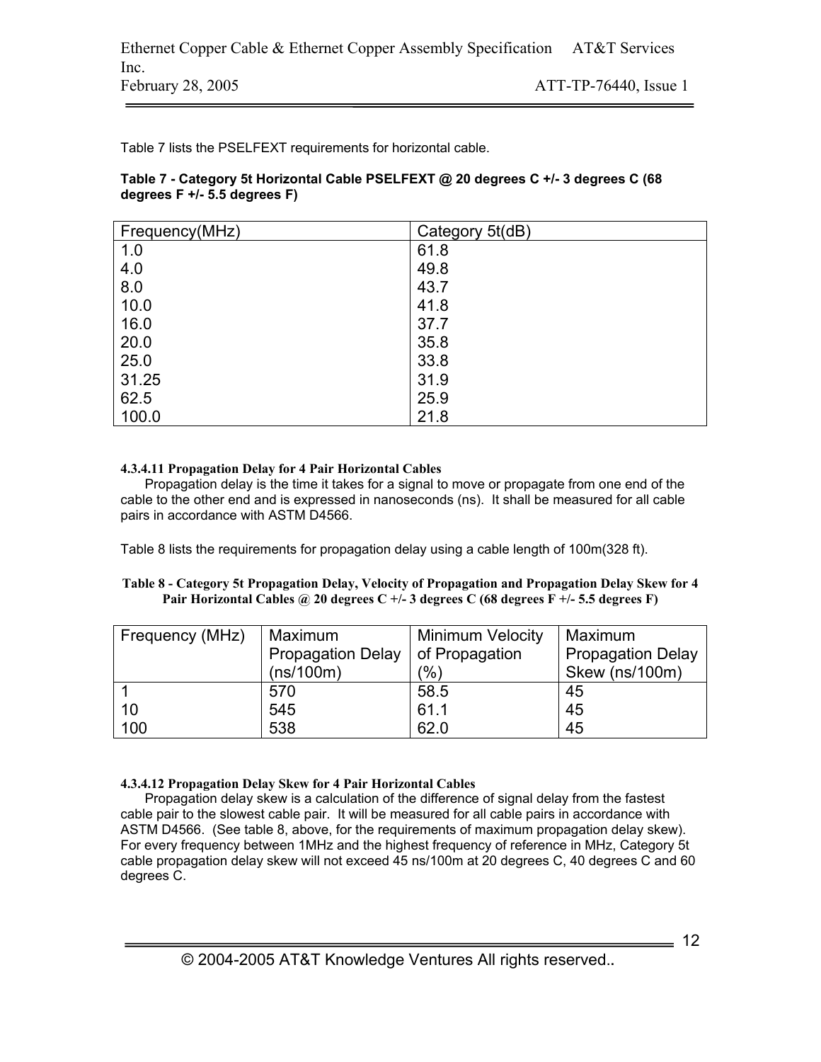Table 7 lists the PSELFEXT requirements for horizontal cable.

**Table 7 - Category 5t Horizontal Cable PSELFEXT @ 20 degrees C +/- 3 degrees C (68 degrees F +/- 5.5 degrees F)**

| Frequency(MHz) | Category 5t(dB) |
|---|---|
| 1.0 | 61.8 |
| 4.0 | 49.8 |
| 8.0 | 43.7 |
| 10.0 | 41.8 |
| 16.0 | 37.7 |
| 20.0 | 35.8 |
| 25.0 | 33.8 |
| 31.25 | 31.9 |
| 62.5 | 25.9 |
| 100.0 | 21.8 |

#### 4.3.4.11 Propagation Delay for 4 Pair Horizontal Cables

Propagation delay is the time it takes for a signal to move or propagate from one end of the cable to the other end and is expressed in nanoseconds (ns). It shall be measured for all cable pairs in accordance with ASTM D4566.

Table 8 lists the requirements for propagation delay using a cable length of 100m(328 ft).

**Table 8 - Category 5t Propagation Delay, Velocity of Propagation and Propagation Delay Skew for 4 Pair Horizontal Cables @ 20 degrees C +/- 3 degrees C (68 degrees F +/- 5.5 degrees F)**

| Frequency (MHz) | Maximum Propagation Delay (ns/100m) | Minimum Velocity of Propagation (%) | Maximum Propagation Delay Skew (ns/100m) |
|---|---|---|---|
| 1 | 570 | 58.5 | 45 |
| 10 | 545 | 61.1 | 45 |
| 100 | 538 | 62.0 | 45 |

#### 4.3.4.12 Propagation Delay Skew for 4 Pair Horizontal Cables

Propagation delay skew is a calculation of the difference of signal delay from the fastest cable pair to the slowest cable pair. It will be measured for all cable pairs in accordance with ASTM D4566. (See table 8, above, for the requirements of maximum propagation delay skew). For every frequency between 1MHz and the highest frequency of reference in MHz, Category 5t cable propagation delay skew will not exceed 45 ns/100m at 20 degrees C, 40 degrees C and 60 degrees C.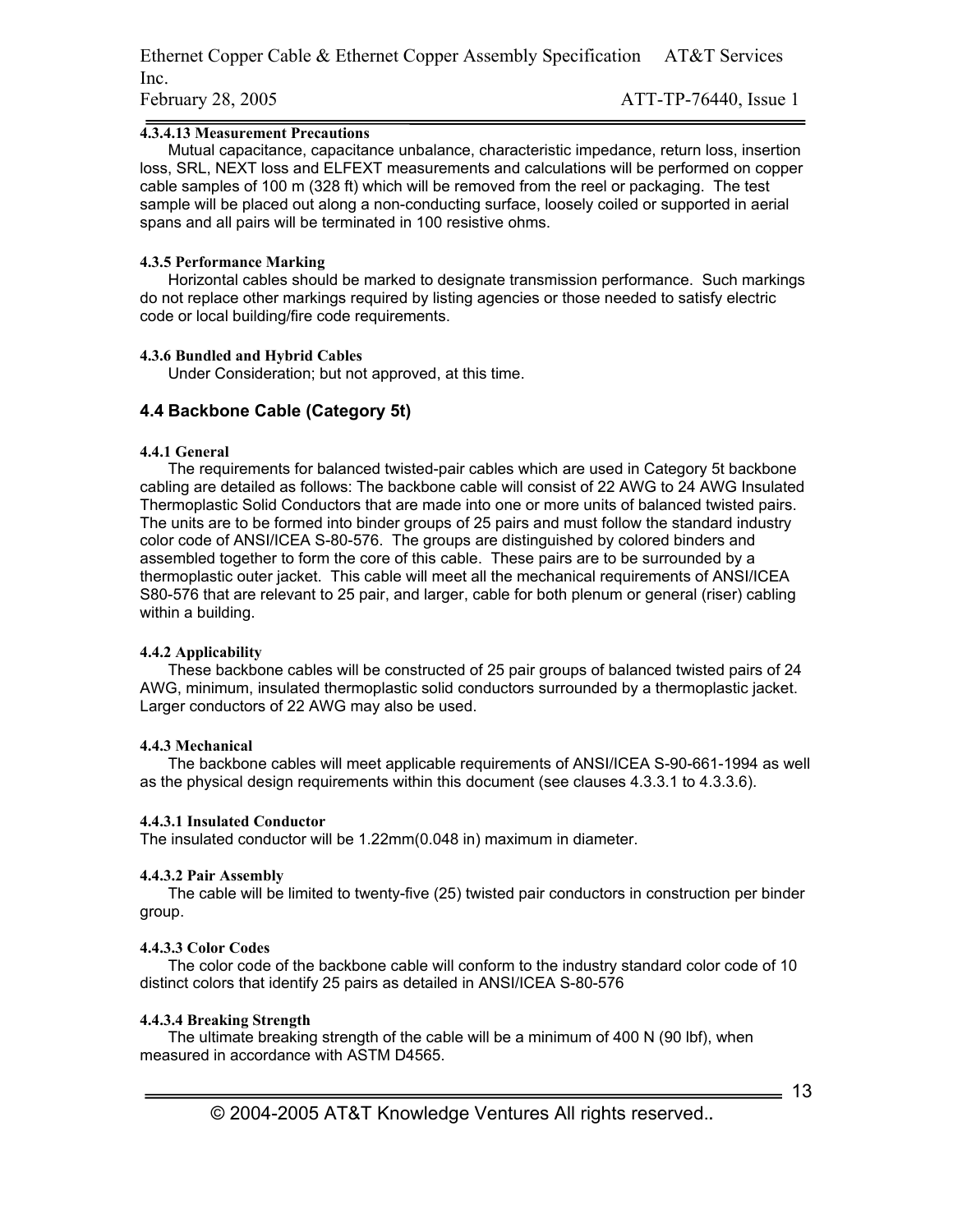#### 4.3.4.13 Measurement Precautions

Mutual capacitance, capacitance unbalance, characteristic impedance, return loss, insertion loss, SRL, NEXT loss and ELFEXT measurements and calculations will be performed on copper cable samples of 100 m (328 ft) which will be removed from the reel or packaging. The test sample will be placed out along a non-conducting surface, loosely coiled or supported in aerial spans and all pairs will be terminated in 100 resistive ohms.

#### 4.3.5 Performance Marking

Horizontal cables should be marked to designate transmission performance. Such markings do not replace other markings required by listing agencies or those needed to satisfy electric code or local building/fire code requirements.

#### 4.3.6 Bundled and Hybrid Cables

Under Consideration; but not approved, at this time.

## 4.4 Backbone Cable (Category 5t)

#### 4.4.1 General

The requirements for balanced twisted-pair cables which are used in Category 5t backbone cabling are detailed as follows: The backbone cable will consist of 22 AWG to 24 AWG Insulated Thermoplastic Solid Conductors that are made into one or more units of balanced twisted pairs. The units are to be formed into binder groups of 25 pairs and must follow the standard industry color code of ANSI/ICEA S-80-576. The groups are distinguished by colored binders and assembled together to form the core of this cable. These pairs are to be surrounded by a thermoplastic outer jacket. This cable will meet all the mechanical requirements of ANSI/ICEA S80-576 that are relevant to 25 pair, and larger, cable for both plenum or general (riser) cabling within a building.

#### 4.4.2 Applicability

These backbone cables will be constructed of 25 pair groups of balanced twisted pairs of 24 AWG, minimum, insulated thermoplastic solid conductors surrounded by a thermoplastic jacket. Larger conductors of 22 AWG may also be used.

#### 4.4.3 Mechanical

The backbone cables will meet applicable requirements of ANSI/ICEA S-90-661-1994 as well as the physical design requirements within this document (see clauses 4.3.3.1 to 4.3.3.6).

#### 4.4.3.1 Insulated Conductor

The insulated conductor will be 1.22mm(0.048 in) maximum in diameter.

#### 4.4.3.2 Pair Assembly

The cable will be limited to twenty-five (25) twisted pair conductors in construction per binder group.

#### 4.4.3.3 Color Codes

The color code of the backbone cable will conform to the industry standard color code of 10 distinct colors that identify 25 pairs as detailed in ANSI/ICEA S-80-576

#### 4.4.3.4 Breaking Strength

The ultimate breaking strength of the cable will be a minimum of 400 N (90 lbf), when measured in accordance with ASTM D4565.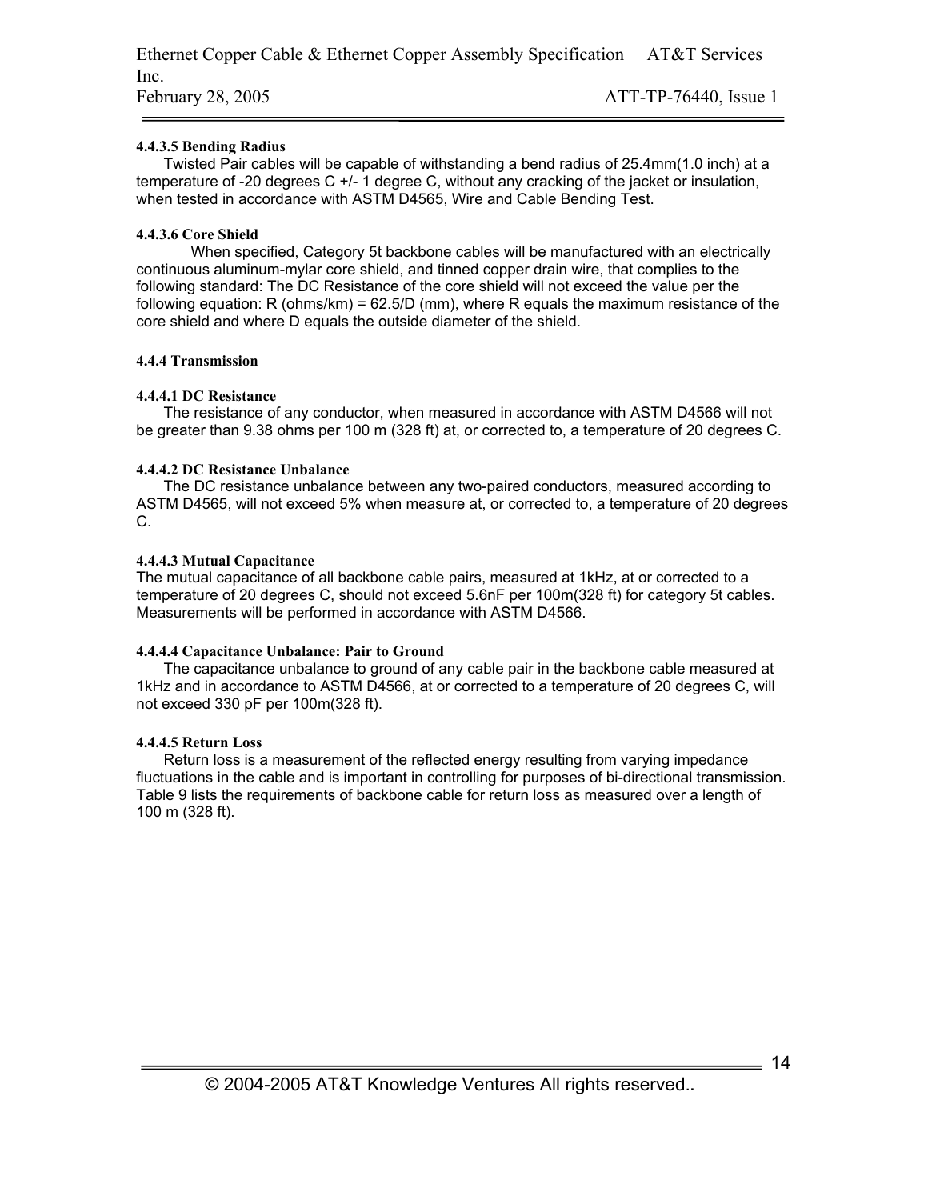#### 4.4.3.5 Bending Radius

Twisted Pair cables will be capable of withstanding a bend radius of 25.4mm(1.0 inch) at a temperature of -20 degrees C +/- 1 degree C, without any cracking of the jacket or insulation, when tested in accordance with ASTM D4565, Wire and Cable Bending Test.

#### 4.4.3.6 Core Shield

When specified, Category 5t backbone cables will be manufactured with an electrically continuous aluminum-mylar core shield, and tinned copper drain wire, that complies to the following standard: The DC Resistance of the core shield will not exceed the value per the following equation: R (ohms/km) = 62.5/D (mm), where R equals the maximum resistance of the core shield and where D equals the outside diameter of the shield.

### 4.4.4 Transmission

#### 4.4.4.1 DC Resistance

The resistance of any conductor, when measured in accordance with ASTM D4566 will not be greater than 9.38 ohms per 100 m (328 ft) at, or corrected to, a temperature of 20 degrees C.

#### 4.4.4.2 DC Resistance Unbalance

The DC resistance unbalance between any two-paired conductors, measured according to ASTM D4565, will not exceed 5% when measure at, or corrected to, a temperature of 20 degrees C.

#### 4.4.4.3 Mutual Capacitance

The mutual capacitance of all backbone cable pairs, measured at 1kHz, at or corrected to a temperature of 20 degrees C, should not exceed 5.6nF per 100m(328 ft) for category 5t cables. Measurements will be performed in accordance with ASTM D4566.

#### 4.4.4.4 Capacitance Unbalance: Pair to Ground

The capacitance unbalance to ground of any cable pair in the backbone cable measured at 1kHz and in accordance to ASTM D4566, at or corrected to a temperature of 20 degrees C, will not exceed 330 pF per 100m(328 ft).

#### 4.4.4.5 Return Loss

Return loss is a measurement of the reflected energy resulting from varying impedance fluctuations in the cable and is important in controlling for purposes of bi-directional transmission. Table 9 lists the requirements of backbone cable for return loss as measured over a length of 100 m (328 ft).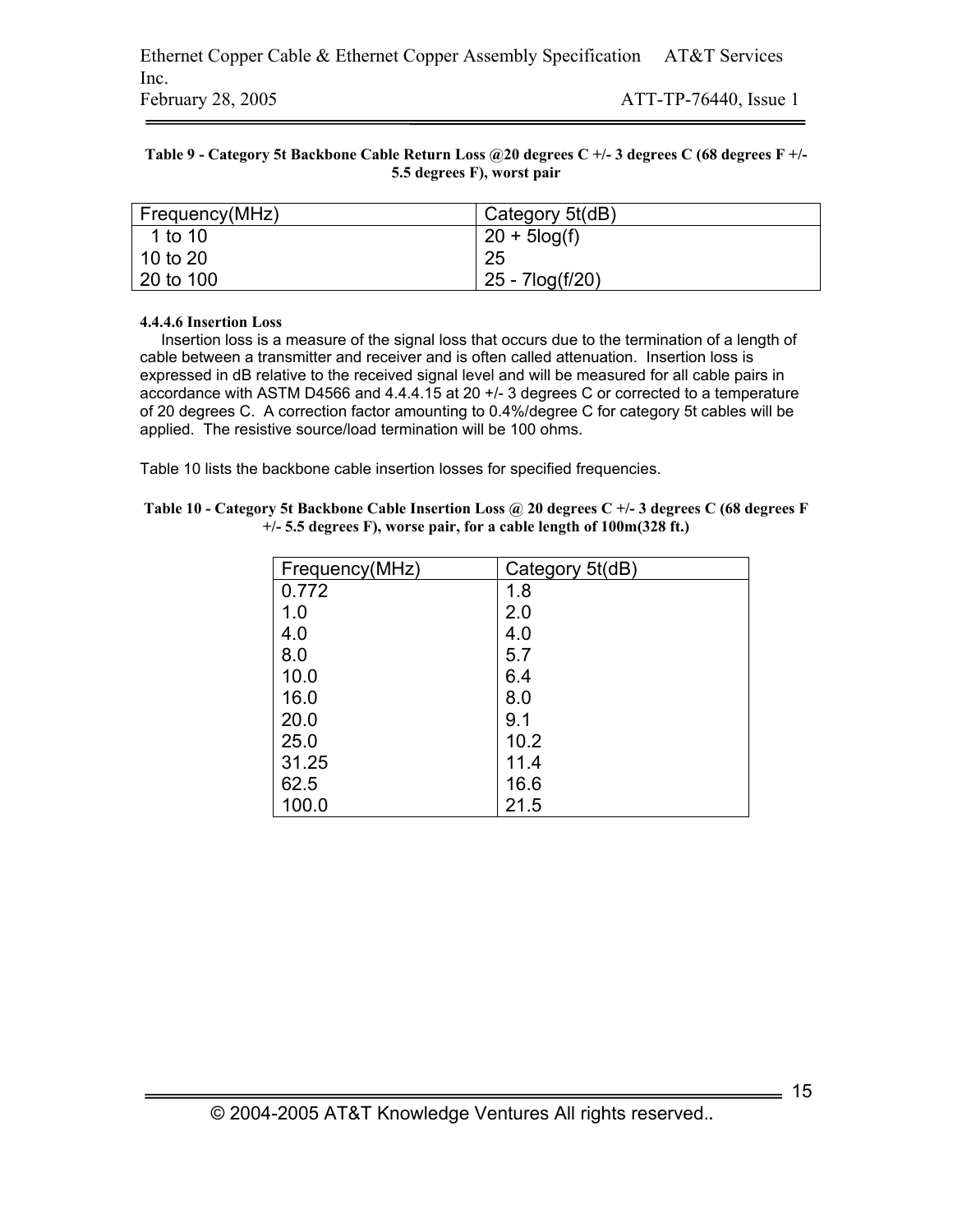**Table 9 - Category 5t Backbone Cable Return Loss @20 degrees C +/- 3 degrees C (68 degrees F +/- 5.5 degrees F), worst pair**

| Frequency(MHz) | Category 5t(dB) |
|---|---|
| 1 to 10 | 20 + 5log(f) |
| 10 to 20 | 25 |
| 20 to 100 | 25 - 7log(f/20) |

#### 4.4.4.6 Insertion Loss

Insertion loss is a measure of the signal loss that occurs due to the termination of a length of cable between a transmitter and receiver and is often called attenuation. Insertion loss is expressed in dB relative to the received signal level and will be measured for all cable pairs in accordance with ASTM D4566 and 4.4.4.15 at 20 +/- 3 degrees C or corrected to a temperature of 20 degrees C. A correction factor amounting to 0.4%/degree C for category 5t cables will be applied. The resistive source/load termination will be 100 ohms.

Table 10 lists the backbone cable insertion losses for specified frequencies.

**Table 10 - Category 5t Backbone Cable Insertion Loss @ 20 degrees C +/- 3 degrees C (68 degrees F +/- 5.5 degrees F), worse pair, for a cable length of 100m(328 ft.)**

| Frequency(MHz) | Category 5t(dB) |
|---|---|
| 0.772 | 1.8 |
| 1.0 | 2.0 |
| 4.0 | 4.0 |
| 8.0 | 5.7 |
| 10.0 | 6.4 |
| 16.0 | 8.0 |
| 20.0 | 9.1 |
| 25.0 | 10.2 |
| 31.25 | 11.4 |
| 62.5 | 16.6 |
| 100.0 | 21.5 |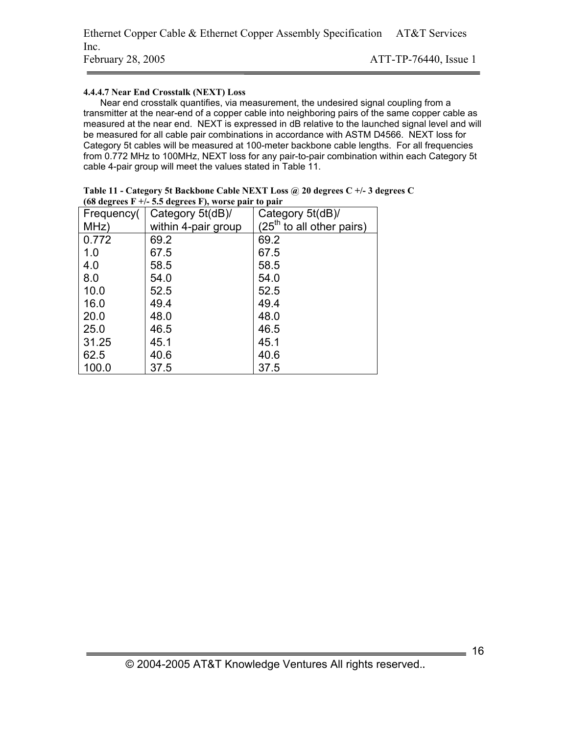#### 4.4.4.7 Near End Crosstalk (NEXT) Loss

Near end crosstalk quantifies, via measurement, the undesired signal coupling from a transmitter at the near-end of a copper cable into neighboring pairs of the same copper cable as measured at the near end. NEXT is expressed in dB relative to the launched signal level and will be measured for all cable pair combinations in accordance with ASTM D4566. NEXT loss for Category 5t cables will be measured at 100-meter backbone cable lengths. For all frequencies from 0.772 MHz to 100MHz, NEXT loss for any pair-to-pair combination within each Category 5t cable 4-pair group will meet the values stated in Table 11.

**Table 11 - Category 5t Backbone Cable NEXT Loss @ 20 degrees C +/- 3 degrees C (68 degrees F +/- 5.5 degrees F), worse pair to pair**

| Frequency(MHz) | Category 5t(dB)/ within 4-pair group | Category 5t(dB)/ (25th to all other pairs) |
|---|---|---|
| 0.772 | 69.2 | 69.2 |
| 1.0 | 67.5 | 67.5 |
| 4.0 | 58.5 | 58.5 |
| 8.0 | 54.0 | 54.0 |
| 10.0 | 52.5 | 52.5 |
| 16.0 | 49.4 | 49.4 |
| 20.0 | 48.0 | 48.0 |
| 25.0 | 46.5 | 46.5 |
| 31.25 | 45.1 | 45.1 |
| 62.5 | 40.6 | 40.6 |
| 100.0 | 37.5 | 37.5 |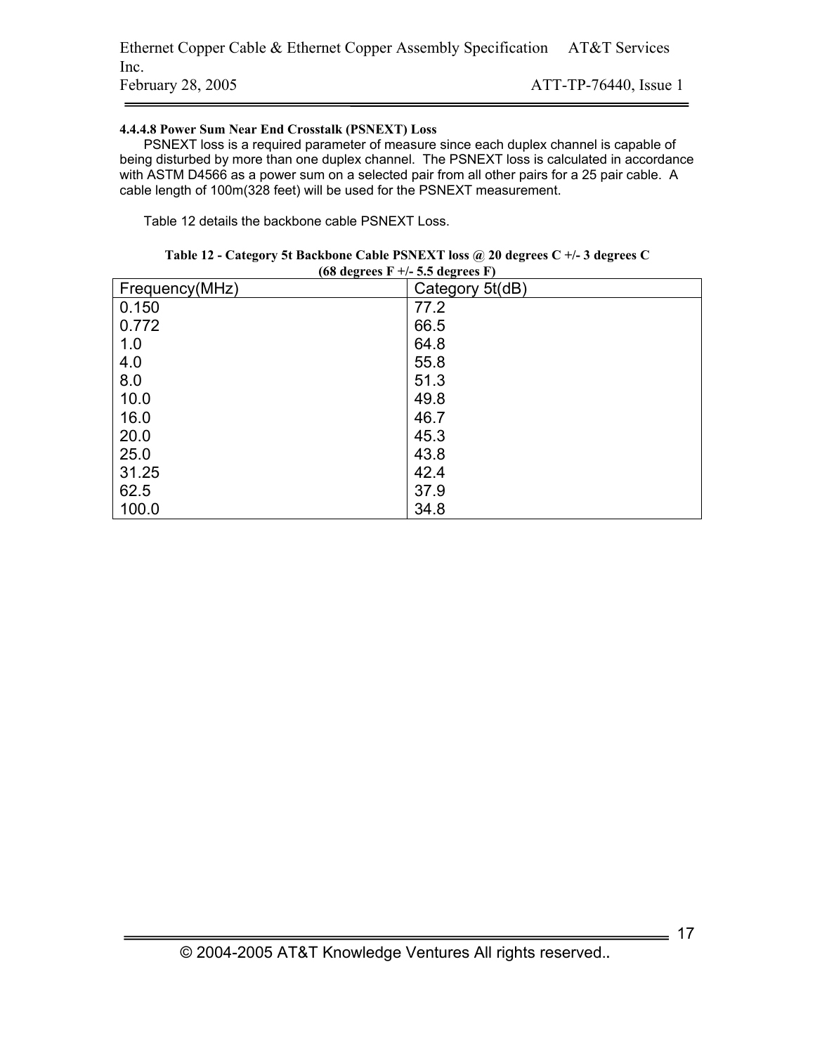#### 4.4.4.8 Power Sum Near End Crosstalk (PSNEXT) Loss

PSNEXT loss is a required parameter of measure since each duplex channel is capable of being disturbed by more than one duplex channel. The PSNEXT loss is calculated in accordance with ASTM D4566 as a power sum on a selected pair from all other pairs for a 25 pair cable. A cable length of 100m(328 feet) will be used for the PSNEXT measurement.

Table 12 details the backbone cable PSNEXT Loss.

**Table 12 - Category 5t Backbone Cable PSNEXT loss @ 20 degrees C +/- 3 degrees C (68 degrees F +/- 5.5 degrees F)**

| Frequency(MHz) | Category 5t(dB) |
|---|---|
| 0.150 | 77.2 |
| 0.772 | 66.5 |
| 1.0 | 64.8 |
| 4.0 | 55.8 |
| 8.0 | 51.3 |
| 10.0 | 49.8 |
| 16.0 | 46.7 |
| 20.0 | 45.3 |
| 25.0 | 43.8 |
| 31.25 | 42.4 |
| 62.5 | 37.9 |
| 100.0 | 34.8 |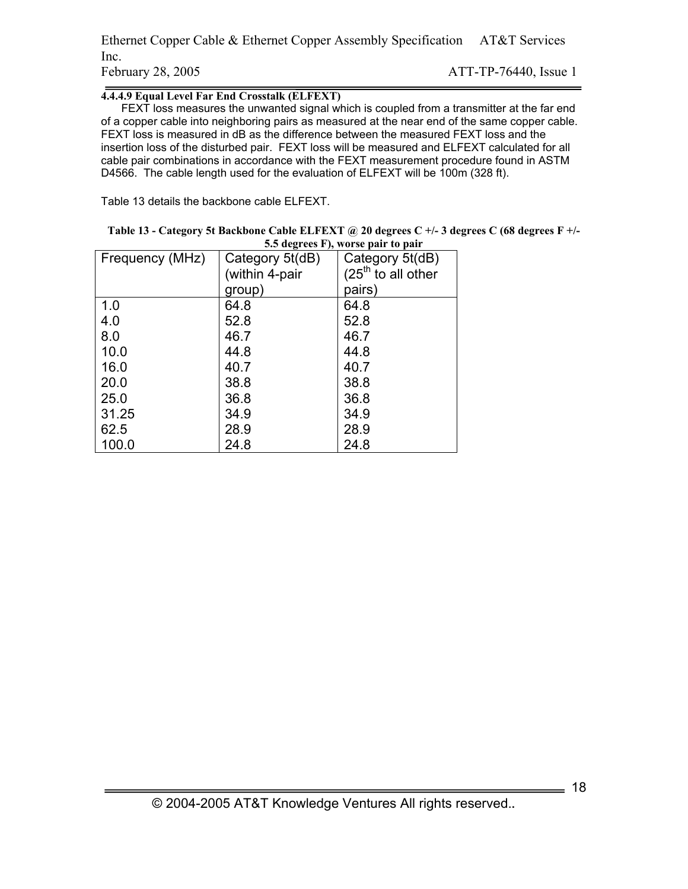#### 4.4.4.9 Equal Level Far End Crosstalk (ELFEXT)

FEXT loss measures the unwanted signal which is coupled from a transmitter at the far end of a copper cable into neighboring pairs as measured at the near end of the same copper cable. FEXT loss is measured in dB as the difference between the measured FEXT loss and the insertion loss of the disturbed pair. FEXT loss will be measured and ELFEXT calculated for all cable pair combinations in accordance with the FEXT measurement procedure found in ASTM D4566. The cable length used for the evaluation of ELFEXT will be 100m (328 ft).

Table 13 details the backbone cable ELFEXT.

**Table 13 - Category 5t Backbone Cable ELFEXT @ 20 degrees C +/- 3 degrees C (68 degrees F +/- 5.5 degrees F), worse pair to pair**

| Frequency (MHz) | Category 5t(dB) (within 4-pair group) | Category 5t(dB) (25th to all other pairs) |
|---|---|---|
| 1.0 | 64.8 | 64.8 |
| 4.0 | 52.8 | 52.8 |
| 8.0 | 46.7 | 46.7 |
| 10.0 | 44.8 | 44.8 |
| 16.0 | 40.7 | 40.7 |
| 20.0 | 38.8 | 38.8 |
| 25.0 | 36.8 | 36.8 |
| 31.25 | 34.9 | 34.9 |
| 62.5 | 28.9 | 28.9 |
| 100.0 | 24.8 | 24.8 |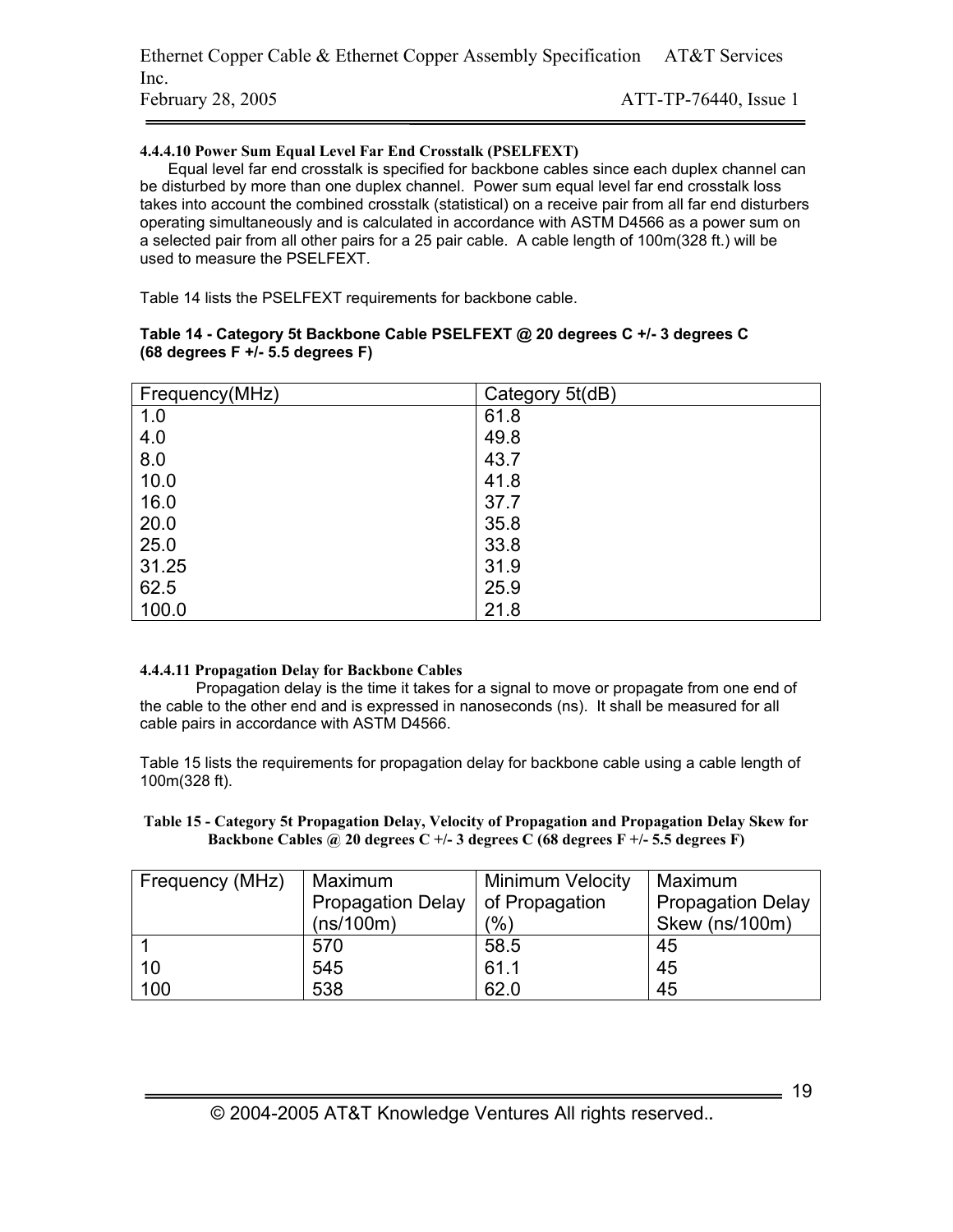#### 4.4.4.10 Power Sum Equal Level Far End Crosstalk (PSELFEXT)

Equal level far end crosstalk is specified for backbone cables since each duplex channel can be disturbed by more than one duplex channel. Power sum equal level far end crosstalk loss takes into account the combined crosstalk (statistical) on a receive pair from all far end disturbers operating simultaneously and is calculated in accordance with ASTM D4566 as a power sum on a selected pair from all other pairs for a 25 pair cable. A cable length of 100m(328 ft.) will be used to measure the PSELFEXT.

Table 14 lists the PSELFEXT requirements for backbone cable.

**Table 14 - Category 5t Backbone Cable PSELFEXT @ 20 degrees C +/- 3 degrees C (68 degrees F +/- 5.5 degrees F)**

| Frequency(MHz) | Category 5t(dB) |
|---|---|
| 1.0 | 61.8 |
| 4.0 | 49.8 |
| 8.0 | 43.7 |
| 10.0 | 41.8 |
| 16.0 | 37.7 |
| 20.0 | 35.8 |
| 25.0 | 33.8 |
| 31.25 | 31.9 |
| 62.5 | 25.9 |
| 100.0 | 21.8 |

#### 4.4.4.11 Propagation Delay for Backbone Cables

Propagation delay is the time it takes for a signal to move or propagate from one end of the cable to the other end and is expressed in nanoseconds (ns). It shall be measured for all cable pairs in accordance with ASTM D4566.

Table 15 lists the requirements for propagation delay for backbone cable using a cable length of 100m(328 ft).

**Table 15 - Category 5t Propagation Delay, Velocity of Propagation and Propagation Delay Skew for Backbone Cables @ 20 degrees C +/- 3 degrees C (68 degrees F +/- 5.5 degrees F)**

| Frequency (MHz) | Maximum Propagation Delay (ns/100m) | Minimum Velocity of Propagation (%) | Maximum Propagation Delay Skew (ns/100m) |
|---|---|---|---|
| 1 | 570 | 58.5 | 45 |
| 10 | 545 | 61.1 | 45 |
| 100 | 538 | 62.0 | 45 |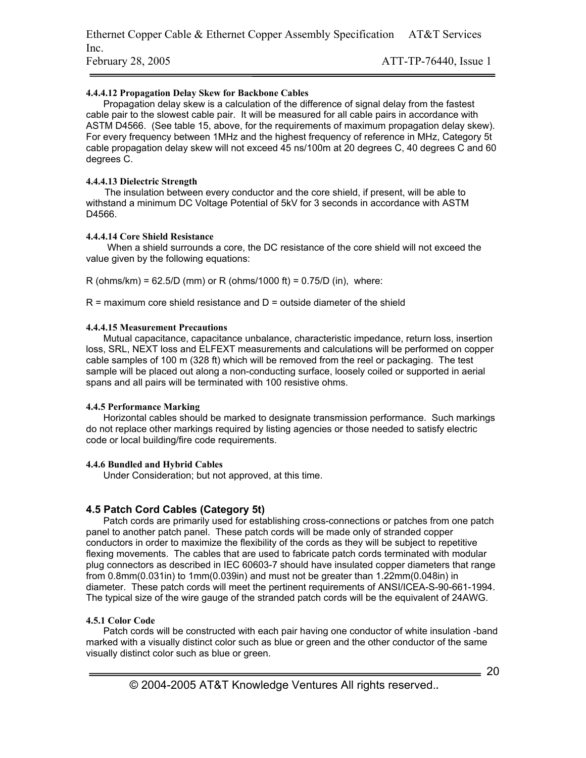#### 4.4.4.12 Propagation Delay Skew for Backbone Cables

Propagation delay skew is a calculation of the difference of signal delay from the fastest cable pair to the slowest cable pair. It will be measured for all cable pairs in accordance with ASTM D4566. (See table 15, above, for the requirements of maximum propagation delay skew). For every frequency between 1MHz and the highest frequency of reference in MHz, Category 5t cable propagation delay skew will not exceed 45 ns/100m at 20 degrees C, 40 degrees C and 60 degrees C.

#### 4.4.4.13 Dielectric Strength

The insulation between every conductor and the core shield, if present, will be able to withstand a minimum DC Voltage Potential of 5kV for 3 seconds in accordance with ASTM D4566.

#### 4.4.4.14 Core Shield Resistance

When a shield surrounds a core, the DC resistance of the core shield will not exceed the value given by the following equations:

R (ohms/km) = 62.5/D (mm) or R (ohms/1000 ft) = 0.75/D (in), where:

R = maximum core shield resistance and D = outside diameter of the shield

#### 4.4.4.15 Measurement Precautions

Mutual capacitance, capacitance unbalance, characteristic impedance, return loss, insertion loss, SRL, NEXT loss and ELFEXT measurements and calculations will be performed on copper cable samples of 100 m (328 ft) which will be removed from the reel or packaging. The test sample will be placed out along a non-conducting surface, loosely coiled or supported in aerial spans and all pairs will be terminated with 100 resistive ohms.

### 4.4.5 Performance Marking

Horizontal cables should be marked to designate transmission performance. Such markings do not replace other markings required by listing agencies or those needed to satisfy electric code or local building/fire code requirements.

### 4.4.6 Bundled and Hybrid Cables

Under Consideration; but not approved, at this time.

## 4.5 Patch Cord Cables (Category 5t)

Patch cords are primarily used for establishing cross-connections or patches from one patch panel to another patch panel. These patch cords will be made only of stranded copper conductors in order to maximize the flexibility of the cords as they will be subject to repetitive flexing movements. The cables that are used to fabricate patch cords terminated with modular plug connectors as described in IEC 60603-7 should have insulated copper diameters that range from 0.8mm(0.031in) to 1mm(0.039in) and must not be greater than 1.22mm(0.048in) in diameter. These patch cords will meet the pertinent requirements of ANSI/ICEA-S-90-661-1994. The typical size of the wire gauge of the stranded patch cords will be the equivalent of 24AWG.

### 4.5.1 Color Code

Patch cords will be constructed with each pair having one conductor of white insulation -band marked with a visually distinct color such as blue or green and the other conductor of the same visually distinct color such as blue or green.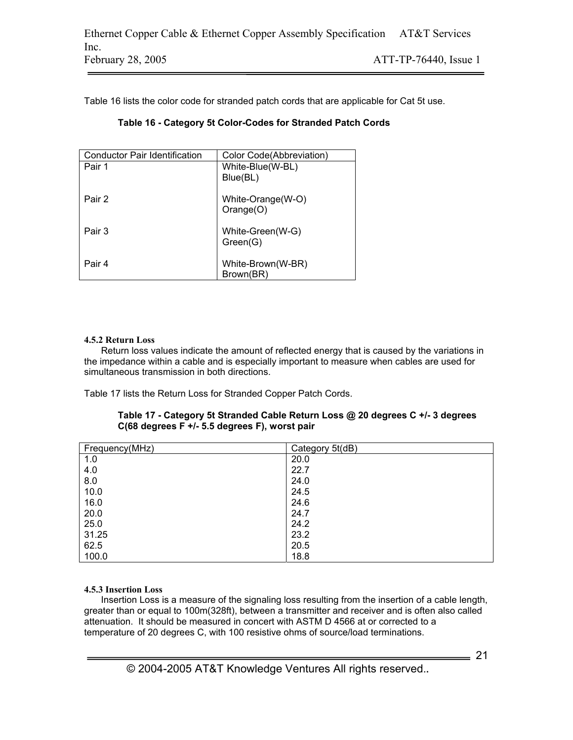Table 16 lists the color code for stranded patch cords that are applicable for Cat 5t use.

**Table 16 - Category 5t Color-Codes for Stranded Patch Cords**

| Conductor Pair Identification | Color Code(Abbreviation) |
|---|---|
| Pair 1 | White-Blue(W-BL)<br>Blue(BL) |
| Pair 2 | White-Orange(W-O)<br>Orange(O) |
| Pair 3 | White-Green(W-G)<br>Green(G) |
| Pair 4 | White-Brown(W-BR)<br>Brown(BR) |

#### 4.5.2 Return Loss

Return loss values indicate the amount of reflected energy that is caused by the variations in the impedance within a cable and is especially important to measure when cables are used for simultaneous transmission in both directions.

Table 17 lists the Return Loss for Stranded Copper Patch Cords.

**Table 17 - Category 5t Stranded Cable Return Loss @ 20 degrees C +/- 3 degrees C(68 degrees F +/- 5.5 degrees F), worst pair**

| Frequency(MHz) | Category 5t(dB) |
|---|---|
| 1.0 | 20.0 |
| 4.0 | 22.7 |
| 8.0 | 24.0 |
| 10.0 | 24.5 |
| 16.0 | 24.6 |
| 20.0 | 24.7 |
| 25.0 | 24.2 |
| 31.25 | 23.2 |
| 62.5 | 20.5 |
| 100.0 | 18.8 |

#### 4.5.3 Insertion Loss

Insertion Loss is a measure of the signaling loss resulting from the insertion of a cable length, greater than or equal to 100m(328ft), between a transmitter and receiver and is often also called attenuation. It should be measured in concert with ASTM D 4566 at or corrected to a temperature of 20 degrees C, with 100 resistive ohms of source/load terminations.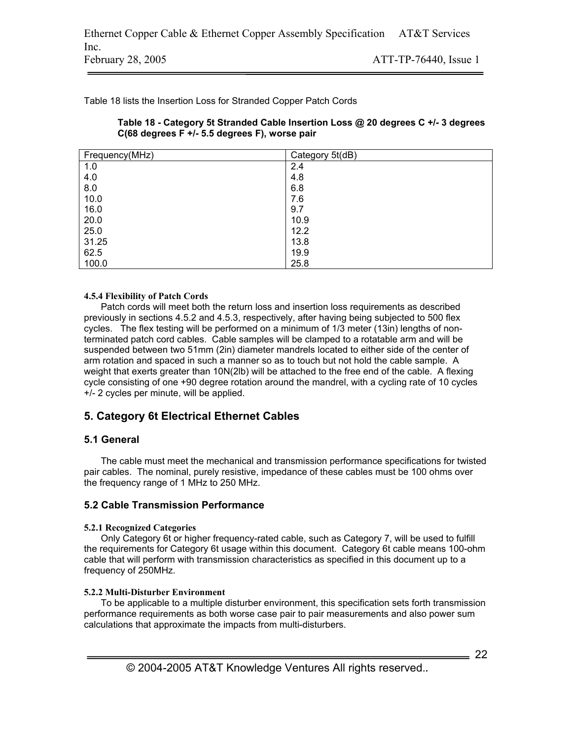Table 18 lists the Insertion Loss for Stranded Copper Patch Cords

**Table 18 - Category 5t Stranded Cable Insertion Loss @ 20 degrees C +/- 3 degrees C(68 degrees F +/- 5.5 degrees F), worse pair**

| Frequency(MHz) | Category 5t(dB) |
|---|---|
| 1.0 | 2.4 |
| 4.0 | 4.8 |
| 8.0 | 6.8 |
| 10.0 | 7.6 |
| 16.0 | 9.7 |
| 20.0 | 10.9 |
| 25.0 | 12.2 |
| 31.25 | 13.8 |
| 62.5 | 19.9 |
| 100.0 | 25.8 |

#### 4.5.4 Flexibility of Patch Cords

Patch cords will meet both the return loss and insertion loss requirements as described previously in sections 4.5.2 and 4.5.3, respectively, after having being subjected to 500 flex cycles. The flex testing will be performed on a minimum of 1/3 meter (13in) lengths of non-terminated patch cord cables. Cable samples will be clamped to a rotatable arm and will be suspended between two 51mm (2in) diameter mandrels located to either side of the center of arm rotation and spaced in such a manner so as to touch but not hold the cable sample. A weight that exerts greater than 10N(2lb) will be attached to the free end of the cable. A flexing cycle consisting of one +90 degree rotation around the mandrel, with a cycling rate of 10 cycles +/- 2 cycles per minute, will be applied.

## 5. Category 6t Electrical Ethernet Cables

### 5.1 General

The cable must meet the mechanical and transmission performance specifications for twisted pair cables. The nominal, purely resistive, impedance of these cables must be 100 ohms over the frequency range of 1 MHz to 250 MHz.

### 5.2 Cable Transmission Performance

#### 5.2.1 Recognized Categories

Only Category 6t or higher frequency-rated cable, such as Category 7, will be used to fulfill the requirements for Category 6t usage within this document. Category 6t cable means 100-ohm cable that will perform with transmission characteristics as specified in this document up to a frequency of 250MHz.

#### 5.2.2 Multi-Disturber Environment

To be applicable to a multiple disturber environment, this specification sets forth transmission performance requirements as both worse case pair to pair measurements and also power sum calculations that approximate the impacts from multi-disturbers.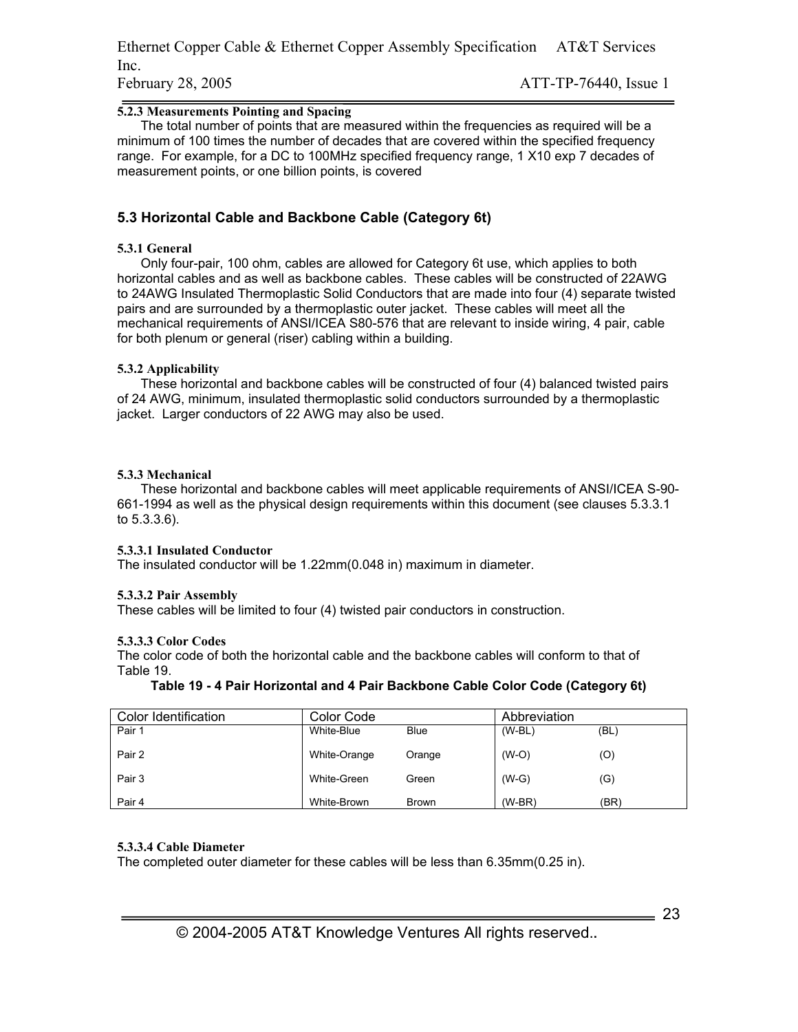#### 5.2.3 Measurements Pointing and Spacing

The total number of points that are measured within the frequencies as required will be a minimum of 100 times the number of decades that are covered within the specified frequency range. For example, for a DC to 100MHz specified frequency range, 1 X10 exp 7 decades of measurement points, or one billion points, is covered

## 5.3 Horizontal Cable and Backbone Cable (Category 6t)

#### 5.3.1 General

Only four-pair, 100 ohm, cables are allowed for Category 6t use, which applies to both horizontal cables and as well as backbone cables. These cables will be constructed of 22AWG to 24AWG Insulated Thermoplastic Solid Conductors that are made into four (4) separate twisted pairs and are surrounded by a thermoplastic outer jacket. These cables will meet all the mechanical requirements of ANSI/ICEA S80-576 that are relevant to inside wiring, 4 pair, cable for both plenum or general (riser) cabling within a building.

#### 5.3.2 Applicability

These horizontal and backbone cables will be constructed of four (4) balanced twisted pairs of 24 AWG, minimum, insulated thermoplastic solid conductors surrounded by a thermoplastic jacket. Larger conductors of 22 AWG may also be used.

#### 5.3.3 Mechanical

These horizontal and backbone cables will meet applicable requirements of ANSI/ICEA S-90-661-1994 as well as the physical design requirements within this document (see clauses 5.3.3.1 to 5.3.3.6).

#### 5.3.3.1 Insulated Conductor

The insulated conductor will be 1.22mm(0.048 in) maximum in diameter.

#### 5.3.3.2 Pair Assembly

These cables will be limited to four (4) twisted pair conductors in construction.

#### 5.3.3.3 Color Codes

The color code of both the horizontal cable and the backbone cables will conform to that of Table 19.

**Table 19 - 4 Pair Horizontal and 4 Pair Backbone Cable Color Code (Category 6t)**

| Color Identification | Color Code | | Abbreviation | |
|---|---|---|---|---|
| Pair 1 | White-Blue | Blue | (W-BL) | (BL) |
| Pair 2 | White-Orange | Orange | (W-O) | (O) |
| Pair 3 | White-Green | Green | (W-G) | (G) |
| Pair 4 | White-Brown | Brown | (W-BR) | (BR) |

#### 5.3.3.4 Cable Diameter

The completed outer diameter for these cables will be less than 6.35mm(0.25 in).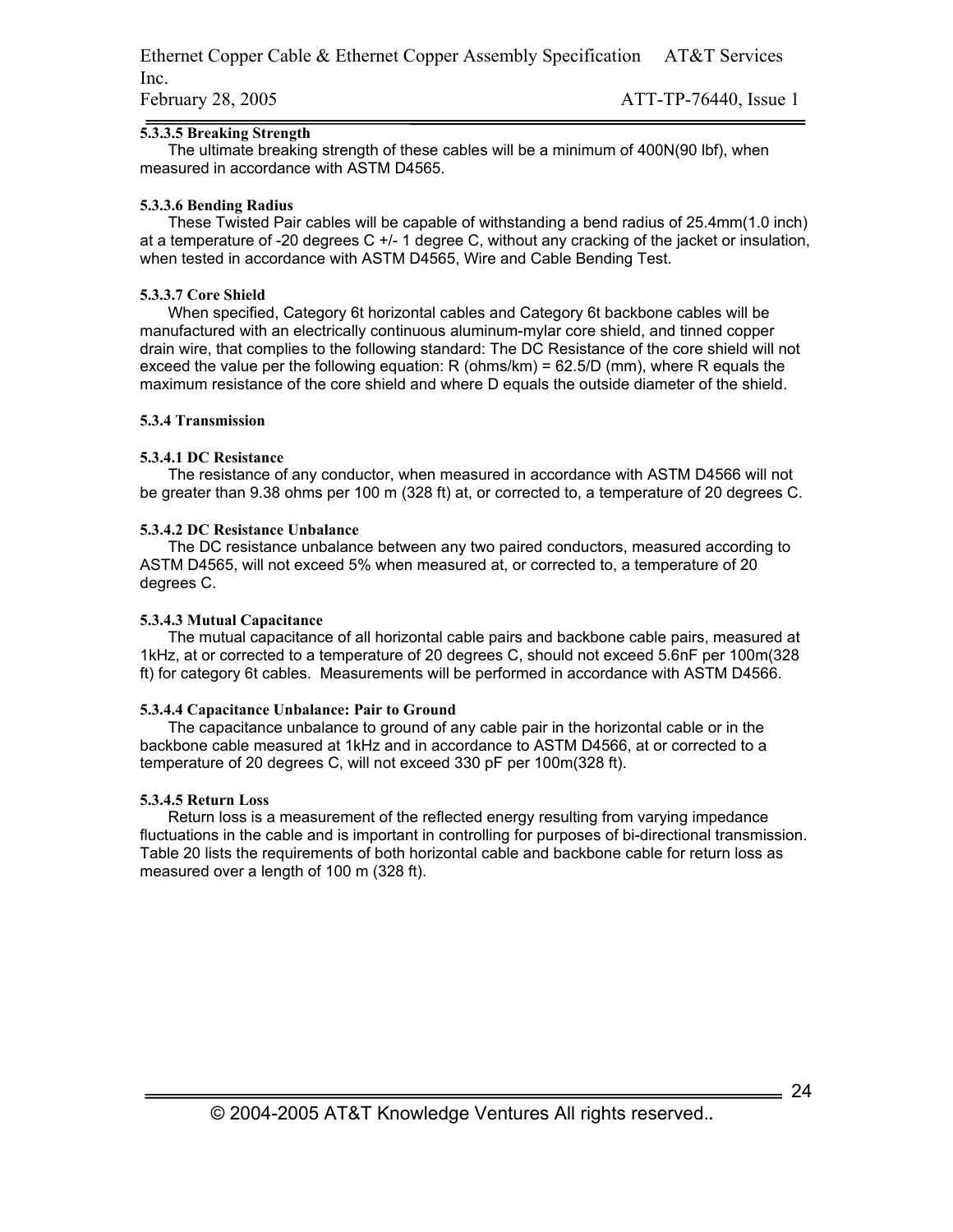#### 5.3.3.5 Breaking Strength

The ultimate breaking strength of these cables will be a minimum of 400N(90 lbf), when measured in accordance with ASTM D4565.

#### 5.3.3.6 Bending Radius

These Twisted Pair cables will be capable of withstanding a bend radius of 25.4mm(1.0 inch) at a temperature of -20 degrees C +/- 1 degree C, without any cracking of the jacket or insulation, when tested in accordance with ASTM D4565, Wire and Cable Bending Test.

#### 5.3.3.7 Core Shield

When specified, Category 6t horizontal cables and Category 6t backbone cables will be manufactured with an electrically continuous aluminum-mylar core shield, and tinned copper drain wire, that complies to the following standard: The DC Resistance of the core shield will not exceed the value per the following equation: R (ohms/km) = 62.5/D (mm), where R equals the maximum resistance of the core shield and where D equals the outside diameter of the shield.

### 5.3.4 Transmission

#### 5.3.4.1 DC Resistance

The resistance of any conductor, when measured in accordance with ASTM D4566 will not be greater than 9.38 ohms per 100 m (328 ft) at, or corrected to, a temperature of 20 degrees C.

#### 5.3.4.2 DC Resistance Unbalance

The DC resistance unbalance between any two paired conductors, measured according to ASTM D4565, will not exceed 5% when measured at, or corrected to, a temperature of 20 degrees C.

#### 5.3.4.3 Mutual Capacitance

The mutual capacitance of all horizontal cable pairs and backbone cable pairs, measured at 1kHz, at or corrected to a temperature of 20 degrees C, should not exceed 5.6nF per 100m(328 ft) for category 6t cables. Measurements will be performed in accordance with ASTM D4566.

#### 5.3.4.4 Capacitance Unbalance: Pair to Ground

The capacitance unbalance to ground of any cable pair in the horizontal cable or in the backbone cable measured at 1kHz and in accordance to ASTM D4566, at or corrected to a temperature of 20 degrees C, will not exceed 330 pF per 100m(328 ft).

#### 5.3.4.5 Return Loss

Return loss is a measurement of the reflected energy resulting from varying impedance fluctuations in the cable and is important in controlling for purposes of bi-directional transmission. Table 20 lists the requirements of both horizontal cable and backbone cable for return loss as measured over a length of 100 m (328 ft).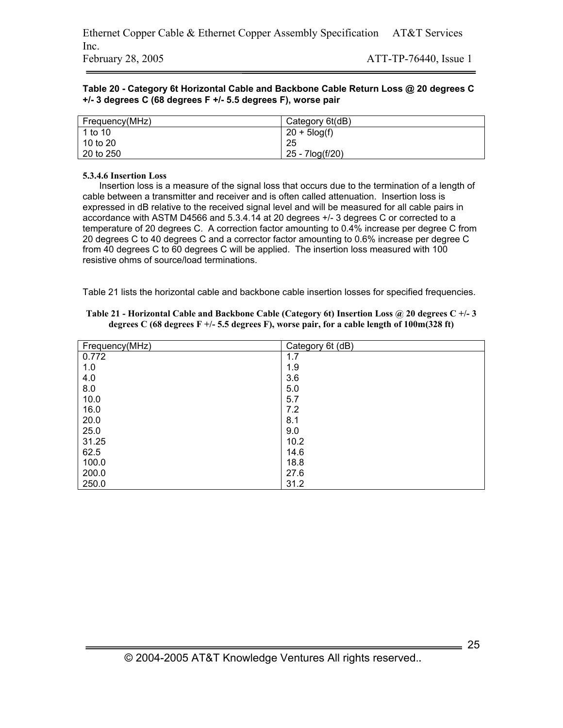**Table 20 - Category 6t Horizontal Cable and Backbone Cable Return Loss @ 20 degrees C +/- 3 degrees C (68 degrees F +/- 5.5 degrees F), worse pair**

| Frequency(MHz) | Category 6t(dB) |
|---|---|
| 1 to 10 | $20 + 5\log(f)$ |
| 10 to 20 | 25 |
| 20 to 250 | $25 - 7\log(f/20)$ |

#### 5.3.4.6 Insertion Loss

Insertion loss is a measure of the signal loss that occurs due to the termination of a length of cable between a transmitter and receiver and is often called attenuation. Insertion loss is expressed in dB relative to the received signal level and will be measured for all cable pairs in accordance with ASTM D4566 and 5.3.4.14 at 20 degrees +/- 3 degrees C or corrected to a temperature of 20 degrees C. A correction factor amounting to 0.4% increase per degree C from 20 degrees C to 40 degrees C and a corrector factor amounting to 0.6% increase per degree C from 40 degrees C to 60 degrees C will be applied. The insertion loss measured with 100 resistive ohms of source/load terminations.

Table 21 lists the horizontal cable and backbone cable insertion losses for specified frequencies.

**Table 21 - Horizontal Cable and Backbone Cable (Category 6t) Insertion Loss @ 20 degrees C +/- 3 degrees C (68 degrees F +/- 5.5 degrees F), worse pair, for a cable length of 100m(328 ft)**

| Frequency(MHz) | Category 6t (dB) |
|---|---|
| 0.772 | 1.7 |
| 1.0 | 1.9 |
| 4.0 | 3.6 |
| 8.0 | 5.0 |
| 10.0 | 5.7 |
| 16.0 | 7.2 |
| 20.0 | 8.1 |
| 25.0 | 9.0 |
| 31.25 | 10.2 |
| 62.5 | 14.6 |
| 100.0 | 18.8 |
| 200.0 | 27.6 |
| 250.0 | 31.2 |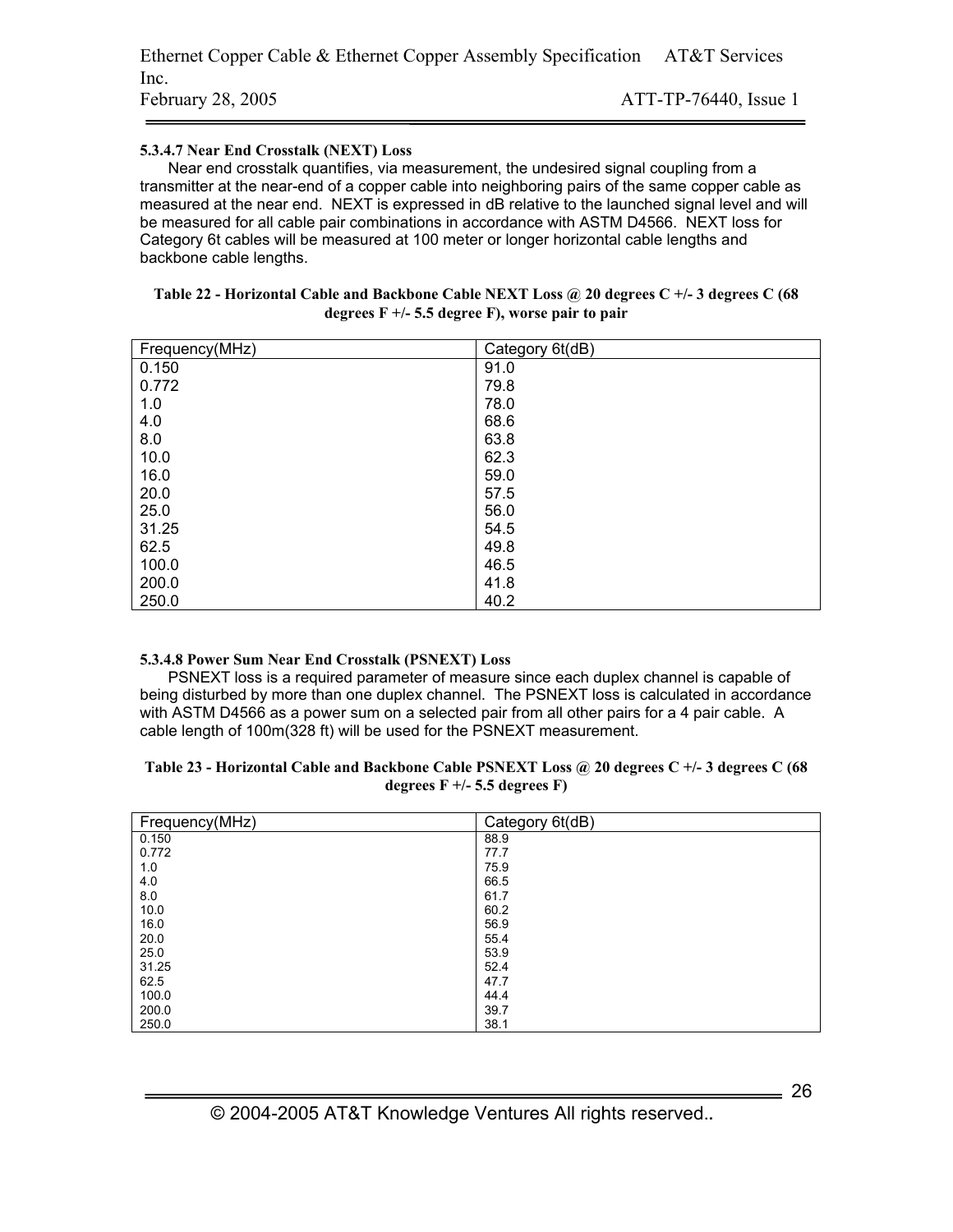#### 5.3.4.7 Near End Crosstalk (NEXT) Loss

Near end crosstalk quantifies, via measurement, the undesired signal coupling from a transmitter at the near-end of a copper cable into neighboring pairs of the same copper cable as measured at the near end. NEXT is expressed in dB relative to the launched signal level and will be measured for all cable pair combinations in accordance with ASTM D4566. NEXT loss for Category 6t cables will be measured at 100 meter or longer horizontal cable lengths and backbone cable lengths.

**Table 22 - Horizontal Cable and Backbone Cable NEXT Loss @ 20 degrees C +/- 3 degrees C (68 degrees F +/- 5.5 degree F), worse pair to pair**

| Frequency(MHz) | Category 6t(dB) |
|---|---|
| 0.150 | 91.0 |
| 0.772 | 79.8 |
| 1.0 | 78.0 |
| 4.0 | 68.6 |
| 8.0 | 63.8 |
| 10.0 | 62.3 |
| 16.0 | 59.0 |
| 20.0 | 57.5 |
| 25.0 | 56.0 |
| 31.25 | 54.5 |
| 62.5 | 49.8 |
| 100.0 | 46.5 |
| 200.0 | 41.8 |
| 250.0 | 40.2 |

#### 5.3.4.8 Power Sum Near End Crosstalk (PSNEXT) Loss

PSNEXT loss is a required parameter of measure since each duplex channel is capable of being disturbed by more than one duplex channel. The PSNEXT loss is calculated in accordance with ASTM D4566 as a power sum on a selected pair from all other pairs for a 4 pair cable. A cable length of 100m(328 ft) will be used for the PSNEXT measurement.

**Table 23 - Horizontal Cable and Backbone Cable PSNEXT Loss @ 20 degrees C +/- 3 degrees C (68 degrees F +/- 5.5 degrees F)**

| Frequency(MHz) | Category 6t(dB) |
|---|---|
| 0.150 | 88.9 |
| 0.772 | 77.7 |
| 1.0 | 75.9 |
| 4.0 | 66.5 |
| 8.0 | 61.7 |
| 10.0 | 60.2 |
| 16.0 | 56.9 |
| 20.0 | 55.4 |
| 25.0 | 53.9 |
| 31.25 | 52.4 |
| 62.5 | 47.7 |
| 100.0 | 44.4 |
| 200.0 | 39.7 |
| 250.0 | 38.1 |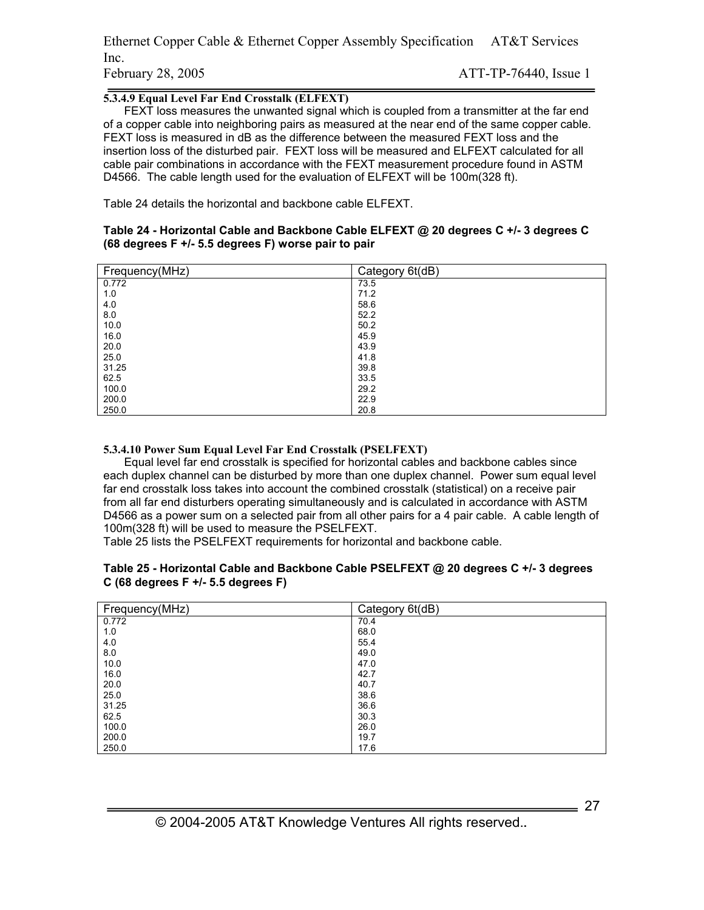### 5.3.4.9 Equal Level Far End Crosstalk (ELFEXT)

FEXT loss measures the unwanted signal which is coupled from a transmitter at the far end of a copper cable into neighboring pairs as measured at the near end of the same copper cable. FEXT loss is measured in dB as the difference between the measured FEXT loss and the insertion loss of the disturbed pair. FEXT loss will be measured and ELFEXT calculated for all cable pair combinations in accordance with the FEXT measurement procedure found in ASTM D4566. The cable length used for the evaluation of ELFEXT will be 100m(328 ft).

Table 24 details the horizontal and backbone cable ELFEXT.

**Table 24 - Horizontal Cable and Backbone Cable ELFEXT @ 20 degrees C +/- 3 degrees C (68 degrees F +/- 5.5 degrees F) worse pair to pair**

| Frequency(MHz) | Category 6t(dB) |
|---|---|
| 0.772 | 73.5 |
| 1.0 | 71.2 |
| 4.0 | 58.6 |
| 8.0 | 52.2 |
| 10.0 | 50.2 |
| 16.0 | 45.9 |
| 20.0 | 43.9 |
| 25.0 | 41.8 |
| 31.25 | 39.8 |
| 62.5 | 33.5 |
| 100.0 | 29.2 |
| 200.0 | 22.9 |
| 250.0 | 20.8 |

### 5.3.4.10 Power Sum Equal Level Far End Crosstalk (PSELFEXT)

Equal level far end crosstalk is specified for horizontal cables and backbone cables since each duplex channel can be disturbed by more than one duplex channel. Power sum equal level far end crosstalk loss takes into account the combined crosstalk (statistical) on a receive pair from all far end disturbers operating simultaneously and is calculated in accordance with ASTM D4566 as a power sum on a selected pair from all other pairs for a 4 pair cable. A cable length of 100m(328 ft) will be used to measure the PSELFEXT.
Table 25 lists the PSELFEXT requirements for horizontal and backbone cable.

**Table 25 - Horizontal Cable and Backbone Cable PSELFEXT @ 20 degrees C +/- 3 degrees C (68 degrees F +/- 5.5 degrees F)**

| Frequency(MHz) | Category 6t(dB) |
|---|---|
| 0.772 | 70.4 |
| 1.0 | 68.0 |
| 4.0 | 55.4 |
| 8.0 | 49.0 |
| 10.0 | 47.0 |
| 16.0 | 42.7 |
| 20.0 | 40.7 |
| 25.0 | 38.6 |
| 31.25 | 36.6 |
| 62.5 | 30.3 |
| 100.0 | 26.0 |
| 200.0 | 19.7 |
| 250.0 | 17.6 |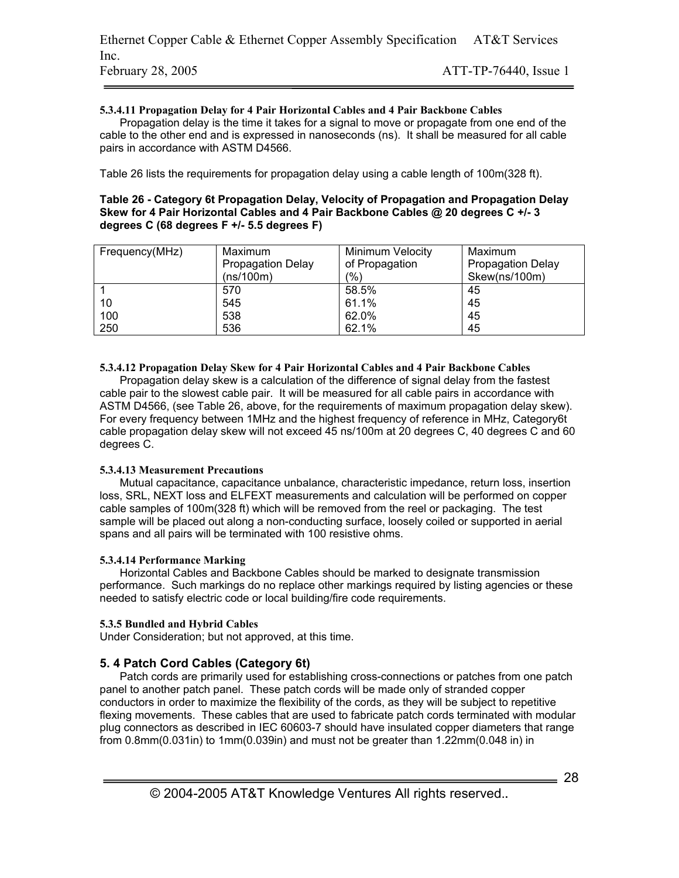#### 5.3.4.11 Propagation Delay for 4 Pair Horizontal Cables and 4 Pair Backbone Cables

Propagation delay is the time it takes for a signal to move or propagate from one end of the cable to the other end and is expressed in nanoseconds (ns). It shall be measured for all cable pairs in accordance with ASTM D4566.

Table 26 lists the requirements for propagation delay using a cable length of 100m(328 ft).

**Table 26 - Category 6t Propagation Delay, Velocity of Propagation and Propagation Delay Skew for 4 Pair Horizontal Cables and 4 Pair Backbone Cables @ 20 degrees C +/- 3 degrees C (68 degrees F +/- 5.5 degrees F)**

| Frequency(MHz) | Maximum Propagation Delay (ns/100m) | Minimum Velocity of Propagation (%) | Maximum Propagation Delay Skew(ns/100m) |
|---|---|---|---|
| 1 | 570 | 58.5% | 45 |
| 10 | 545 | 61.1% | 45 |
| 100 | 538 | 62.0% | 45 |
| 250 | 536 | 62.1% | 45 |

#### 5.3.4.12 Propagation Delay Skew for 4 Pair Horizontal Cables and 4 Pair Backbone Cables

Propagation delay skew is a calculation of the difference of signal delay from the fastest cable pair to the slowest cable pair. It will be measured for all cable pairs in accordance with ASTM D4566, (see Table 26, above, for the requirements of maximum propagation delay skew). For every frequency between 1MHz and the highest frequency of reference in MHz, Category6t cable propagation delay skew will not exceed 45 ns/100m at 20 degrees C, 40 degrees C and 60 degrees C.

#### 5.3.4.13 Measurement Precautions

Mutual capacitance, capacitance unbalance, characteristic impedance, return loss, insertion loss, SRL, NEXT loss and ELFEXT measurements and calculation will be performed on copper cable samples of 100m(328 ft) which will be removed from the reel or packaging. The test sample will be placed out along a non-conducting surface, loosely coiled or supported in aerial spans and all pairs will be terminated with 100 resistive ohms.

#### 5.3.4.14 Performance Marking

Horizontal Cables and Backbone Cables should be marked to designate transmission performance. Such markings do no replace other markings required by listing agencies or these needed to satisfy electric code or local building/fire code requirements.

#### 5.3.5 Bundled and Hybrid Cables

Under Consideration; but not approved, at this time.

### 5. 4 Patch Cord Cables (Category 6t)

Patch cords are primarily used for establishing cross-connections or patches from one patch panel to another patch panel. These patch cords will be made only of stranded copper conductors in order to maximize the flexibility of the cords, as they will be subject to repetitive flexing movements. These cables that are used to fabricate patch cords terminated with modular plug connectors as described in IEC 60603-7 should have insulated copper diameters that range from 0.8mm(0.031in) to 1mm(0.039in) and must not be greater than 1.22mm(0.048 in) in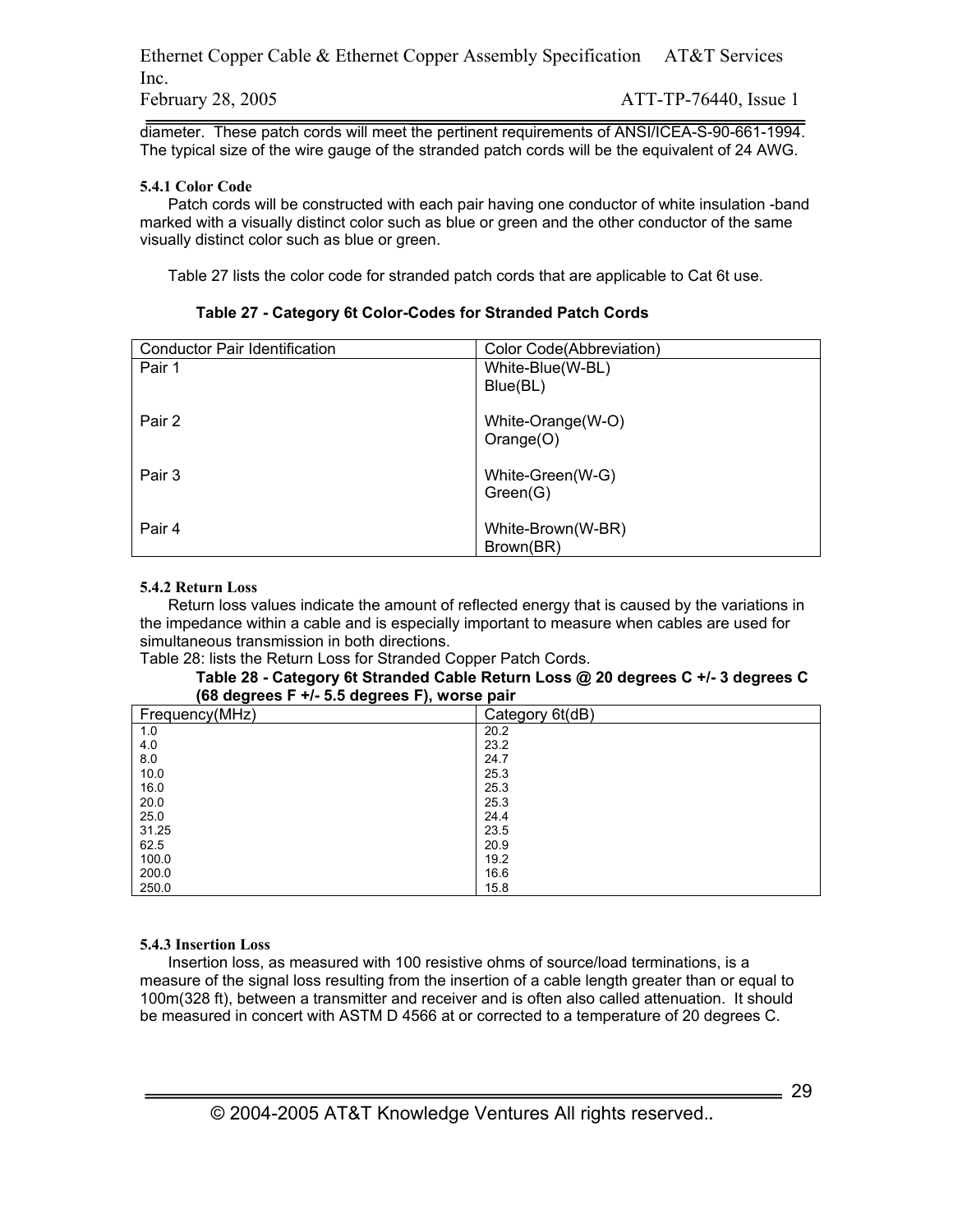diameter. These patch cords will meet the pertinent requirements of ANSI/ICEA-S-90-661-1994. The typical size of the wire gauge of the stranded patch cords will be the equivalent of 24 AWG.

#### 5.4.1 Color Code

Patch cords will be constructed with each pair having one conductor of white insulation -band marked with a visually distinct color such as blue or green and the other conductor of the same visually distinct color such as blue or green.

Table 27 lists the color code for stranded patch cords that are applicable to Cat 6t use.

**Table 27 - Category 6t Color-Codes for Stranded Patch Cords**

| Conductor Pair Identification | Color Code(Abbreviation) |
|---|---|
| Pair 1 | White-Blue(W-BL)<br>Blue(BL) |
| Pair 2 | White-Orange(W-O)<br>Orange(O) |
| Pair 3 | White-Green(W-G)<br>Green(G) |
| Pair 4 | White-Brown(W-BR)<br>Brown(BR) |

#### 5.4.2 Return Loss

Return loss values indicate the amount of reflected energy that is caused by the variations in the impedance within a cable and is especially important to measure when cables are used for simultaneous transmission in both directions.

Table 28: lists the Return Loss for Stranded Copper Patch Cords.

**Table 28 - Category 6t Stranded Cable Return Loss @ 20 degrees C +/- 3 degrees C (68 degrees F +/- 5.5 degrees F), worse pair**

| Frequency(MHz) | Category 6t(dB) |
|---|---|
| 1.0 | 20.2 |
| 4.0 | 23.2 |
| 8.0 | 24.7 |
| 10.0 | 25.3 |
| 16.0 | 25.3 |
| 20.0 | 25.3 |
| 25.0 | 24.4 |
| 31.25 | 23.5 |
| 62.5 | 20.9 |
| 100.0 | 19.2 |
| 200.0 | 16.6 |
| 250.0 | 15.8 |

#### 5.4.3 Insertion Loss

Insertion loss, as measured with 100 resistive ohms of source/load terminations, is a measure of the signal loss resulting from the insertion of a cable length greater than or equal to 100m(328 ft), between a transmitter and receiver and is often also called attenuation. It should be measured in concert with ASTM D 4566 at or corrected to a temperature of 20 degrees C.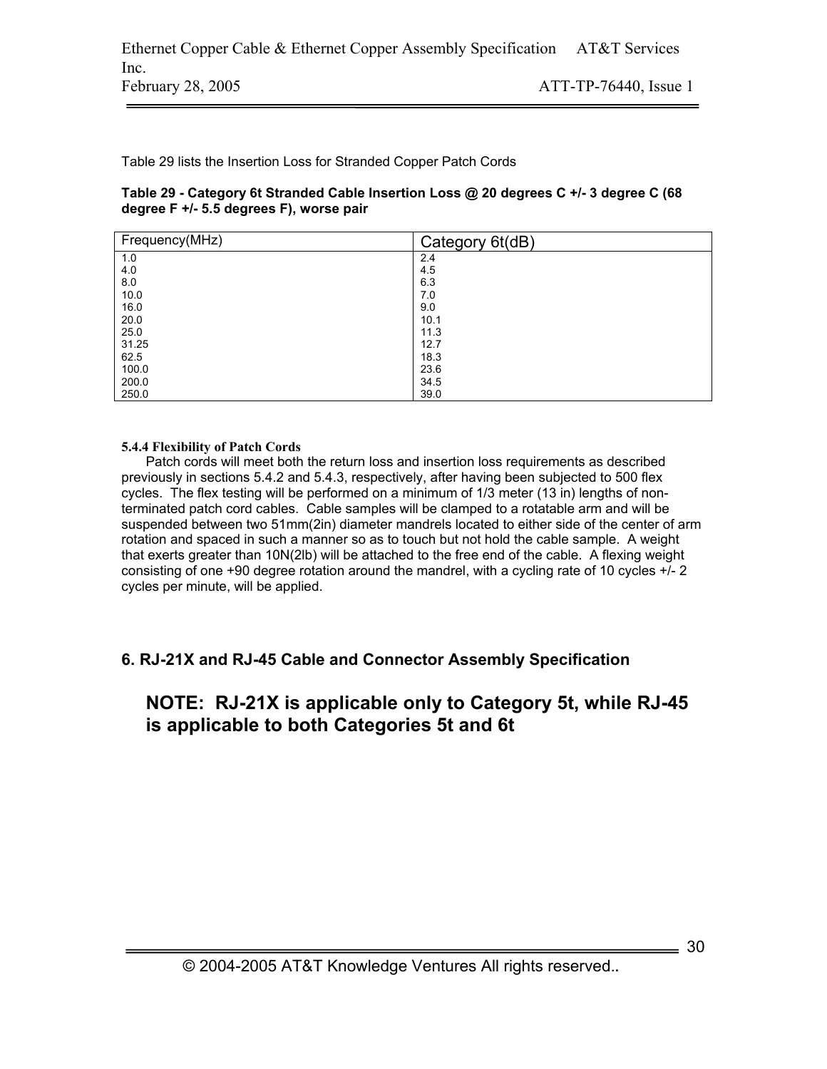Table 29 lists the Insertion Loss for Stranded Copper Patch Cords

**Table 29 - Category 6t Stranded Cable Insertion Loss @ 20 degrees C +/- 3 degree C (68 degree F +/- 5.5 degrees F), worse pair**

| Frequency(MHz) | Category 6t(dB) |
|---|---|
| 1.0 | 2.4 |
| 4.0 | 4.5 |
| 8.0 | 6.3 |
| 10.0 | 7.0 |
| 16.0 | 9.0 |
| 20.0 | 10.1 |
| 25.0 | 11.3 |
| 31.25 | 12.7 |
| 62.5 | 18.3 |
| 100.0 | 23.6 |
| 200.0 | 34.5 |
| 250.0 | 39.0 |

#### 5.4.4 Flexibility of Patch Cords

Patch cords will meet both the return loss and insertion loss requirements as described previously in sections 5.4.2 and 5.4.3, respectively, after having been subjected to 500 flex cycles. The flex testing will be performed on a minimum of 1/3 meter (13 in) lengths of non-terminated patch cord cables. Cable samples will be clamped to a rotatable arm and will be suspended between two 51mm(2in) diameter mandrels located to either side of the center of arm rotation and spaced in such a manner so as to touch but not hold the cable sample. A weight that exerts greater than 10N(2lb) will be attached to the free end of the cable. A flexing weight consisting of one +90 degree rotation around the mandrel, with a cycling rate of 10 cycles +/- 2 cycles per minute, will be applied.

## 6. RJ-21X and RJ-45 Cable and Connector Assembly Specification

**NOTE: RJ-21X is applicable only to Category 5t, while RJ-45 is applicable to both Categories 5t and 6t**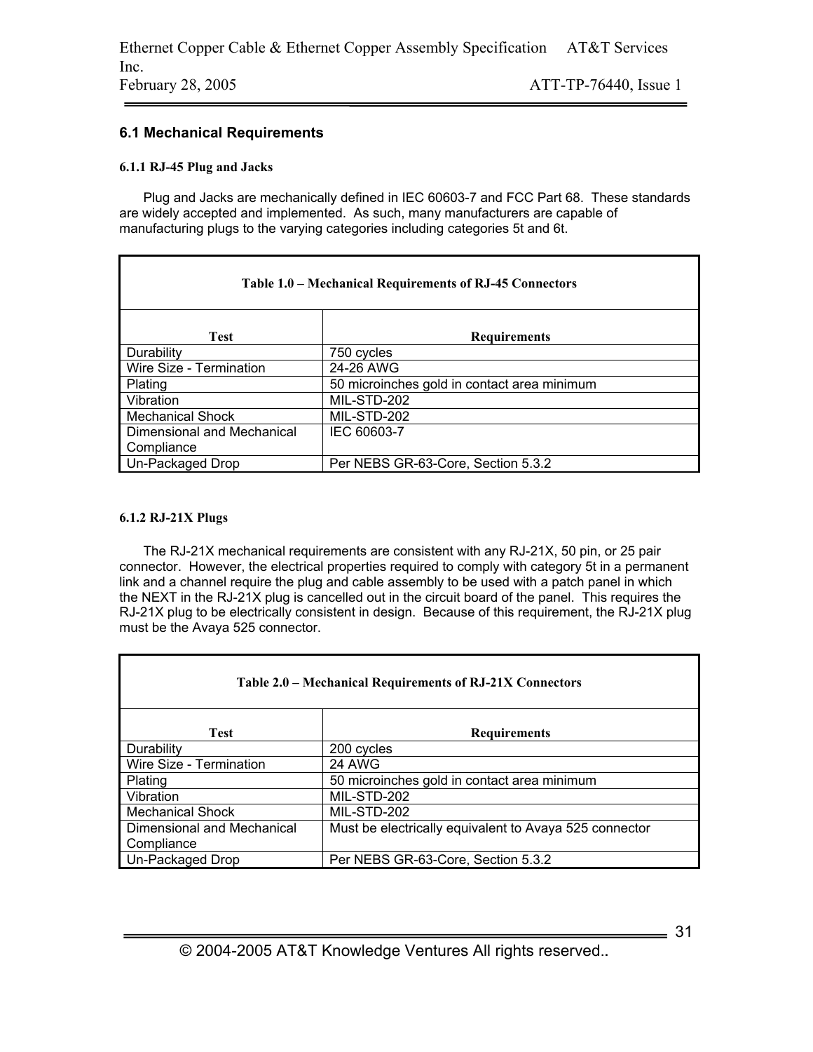## 6.1 Mechanical Requirements

### 6.1.1 RJ-45 Plug and Jacks

Plug and Jacks are mechanically defined in IEC 60603-7 and FCC Part 68. These standards are widely accepted and implemented. As such, many manufacturers are capable of manufacturing plugs to the varying categories including categories 5t and 6t.

**Table 1.0 – Mechanical Requirements of RJ-45 Connectors**

| Test | Requirements |
|---|---|
| Durability | 750 cycles |
| Wire Size - Termination | 24-26 AWG |
| Plating | 50 microinches gold in contact area minimum |
| Vibration | MIL-STD-202 |
| Mechanical Shock | MIL-STD-202 |
| Dimensional and Mechanical Compliance | IEC 60603-7 |
| Un-Packaged Drop | Per NEBS GR-63-Core, Section 5.3.2 |

### 6.1.2 RJ-21X Plugs

The RJ-21X mechanical requirements are consistent with any RJ-21X, 50 pin, or 25 pair connector. However, the electrical properties required to comply with category 5t in a permanent link and a channel require the plug and cable assembly to be used with a patch panel in which the NEXT in the RJ-21X plug is cancelled out in the circuit board of the panel. This requires the RJ-21X plug to be electrically consistent in design. Because of this requirement, the RJ-21X plug must be the Avaya 525 connector.

**Table 2.0 – Mechanical Requirements of RJ-21X Connectors**

| Test | Requirements |
|---|---|
| Durability | 200 cycles |
| Wire Size - Termination | 24 AWG |
| Plating | 50 microinches gold in contact area minimum |
| Vibration | MIL-STD-202 |
| Mechanical Shock | MIL-STD-202 |
| Dimensional and Mechanical Compliance | Must be electrically equivalent to Avaya 525 connector |
| Un-Packaged Drop | Per NEBS GR-63-Core, Section 5.3.2 |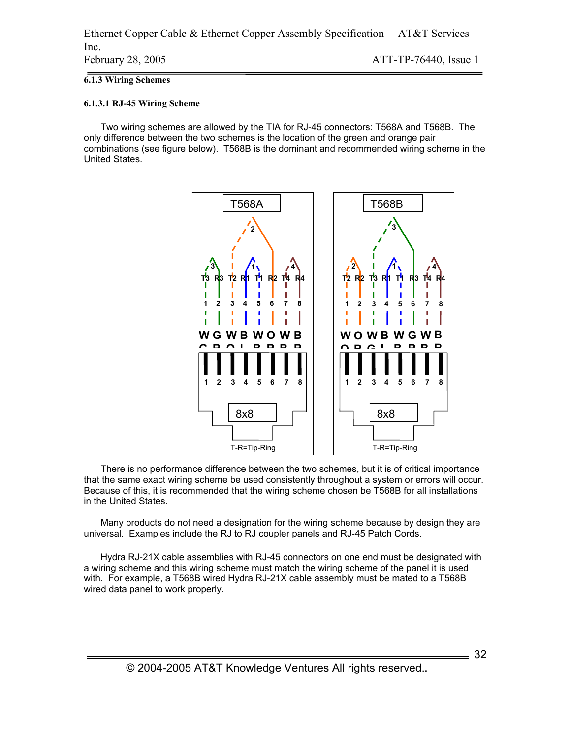#### 6.1.3 Wiring Schemes

##### 6.1.3.1 RJ-45 Wiring Scheme

Two wiring schemes are allowed by the TIA for RJ-45 connectors: T568A and T568B. The only difference between the two schemes is the location of the green and orange pair combinations (see figure below). T568B is the dominant and recommended wiring scheme in the United States.

There is no performance difference between the two schemes, but it is of critical importance that the same exact wiring scheme be used consistently throughout a system or errors will occur. Because of this, it is recommended that the wiring scheme chosen be T568B for all installations in the United States.

Many products do not need a designation for the wiring scheme because by design they are universal. Examples include the RJ to RJ coupler panels and RJ-45 Patch Cords.

Hydra RJ-21X cable assemblies with RJ-45 connectors on one end must be designated with a wiring scheme and this wiring scheme must match the wiring scheme of the panel it is used with. For example, a T568B wired Hydra RJ-21X cable assembly must be mated to a T568B wired data panel to work properly.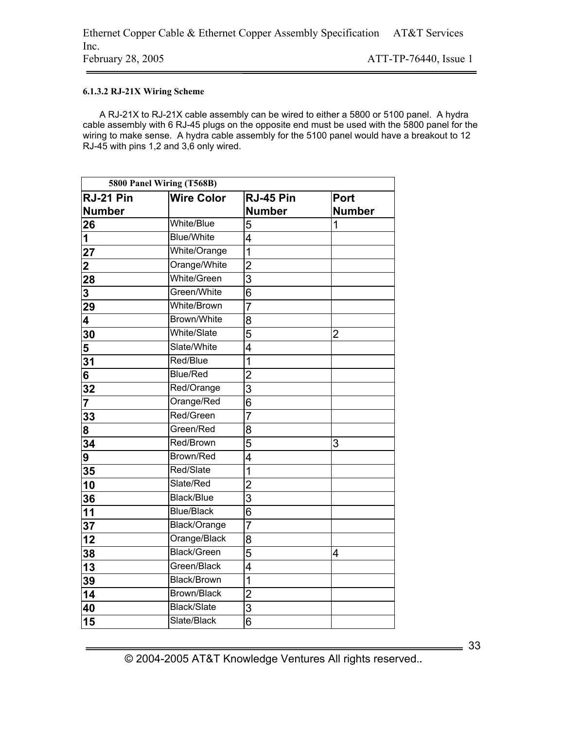#### 6.1.3.2 RJ-21X Wiring Scheme

A RJ-21X to RJ-21X cable assembly can be wired to either a 5800 or 5100 panel. A hydra cable assembly with 6 RJ-45 plugs on the opposite end must be used with the 5800 panel for the wiring to make sense. A hydra cable assembly for the 5100 panel would have a breakout to 12 RJ-45 with pins 1,2 and 3,6 only wired.

| 5800 Panel Wiring (T568B) | | | |
|---|---|---|---|
| **RJ-21 Pin Number** | **Wire Color** | **RJ-45 Pin Number** | **Port Number** |
| **26** | White/Blue | 5 | 1 |
| **1** | Blue/White | 4 | |
| **27** | White/Orange | 1 | |
| **2** | Orange/White | 2 | |
| **28** | White/Green | 3 | |
| **3** | Green/White | 6 | |
| **29** | White/Brown | 7 | |
| **4** | Brown/White | 8 | |
| **30** | White/Slate | 5 | 2 |
| **5** | Slate/White | 4 | |
| **31** | Red/Blue | 1 | |
| **6** | Blue/Red | 2 | |
| **32** | Red/Orange | 3 | |
| **7** | Orange/Red | 6 | |
| **33** | Red/Green | 7 | |
| **8** | Green/Red | 8 | |
| **34** | Red/Brown | 5 | 3 |
| **9** | Brown/Red | 4 | |
| **35** | Red/Slate | 1 | |
| **10** | Slate/Red | 2 | |
| **36** | Black/Blue | 3 | |
| **11** | Blue/Black | 6 | |
| **37** | Black/Orange | 7 | |
| **12** | Orange/Black | 8 | |
| **38** | Black/Green | 5 | 4 |
| **13** | Green/Black | 4 | |
| **39** | Black/Brown | 1 | |
| **14** | Brown/Black | 2 | |
| **40** | Black/Slate | 3 | |
| **15** | Slate/Black | 6 | |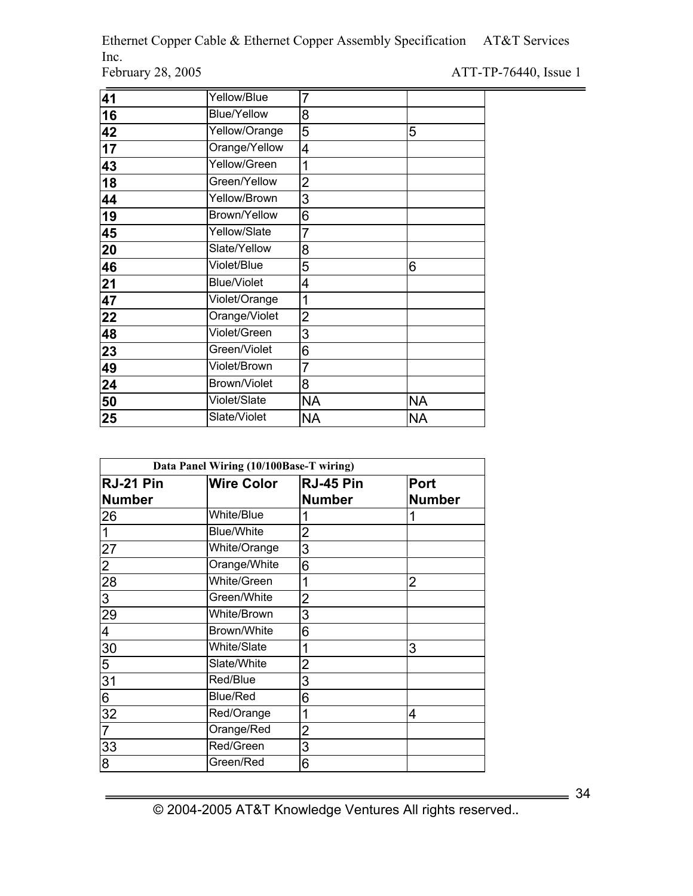| **41** | Yellow/Blue | 7 | |
|---|---|---|---|
| **16** | Blue/Yellow | 8 | |
| **42** | Yellow/Orange | 5 | 5 |
| **17** | Orange/Yellow | 4 | |
| **43** | Yellow/Green | 1 | |
| **18** | Green/Yellow | 2 | |
| **44** | Yellow/Brown | 3 | |
| **19** | Brown/Yellow | 6 | |
| **45** | Yellow/Slate | 7 | |
| **20** | Slate/Yellow | 8 | |
| **46** | Violet/Blue | 5 | 6 |
| **21** | Blue/Violet | 4 | |
| **47** | Violet/Orange | 1 | |
| **22** | Orange/Violet | 2 | |
| **48** | Violet/Green | 3 | |
| **23** | Green/Violet | 6 | |
| **49** | Violet/Brown | 7 | |
| **24** | Brown/Violet | 8 | |
| **50** | Violet/Slate | NA | NA |
| **25** | Slate/Violet | NA | NA |

| **Data Panel Wiring (10/100Base-T wiring)** | | | |
|---|---|---|---|
| **RJ-21 Pin Number** | **Wire Color** | **RJ-45 Pin Number** | **Port Number** |
| 26 | White/Blue | 1 | 1 |
| 1 | Blue/White | 2 | |
| 27 | White/Orange | 3 | |
| 2 | Orange/White | 6 | |
| 28 | White/Green | 1 | 2 |
| 3 | Green/White | 2 | |
| 29 | White/Brown | 3 | |
| 4 | Brown/White | 6 | |
| 30 | White/Slate | 1 | 3 |
| 5 | Slate/White | 2 | |
| 31 | Red/Blue | 3 | |
| 6 | Blue/Red | 6 | |
| 32 | Red/Orange | 1 | 4 |
| 7 | Orange/Red | 2 | |
| 33 | Red/Green | 3 | |
| 8 | Green/Red | 6 | |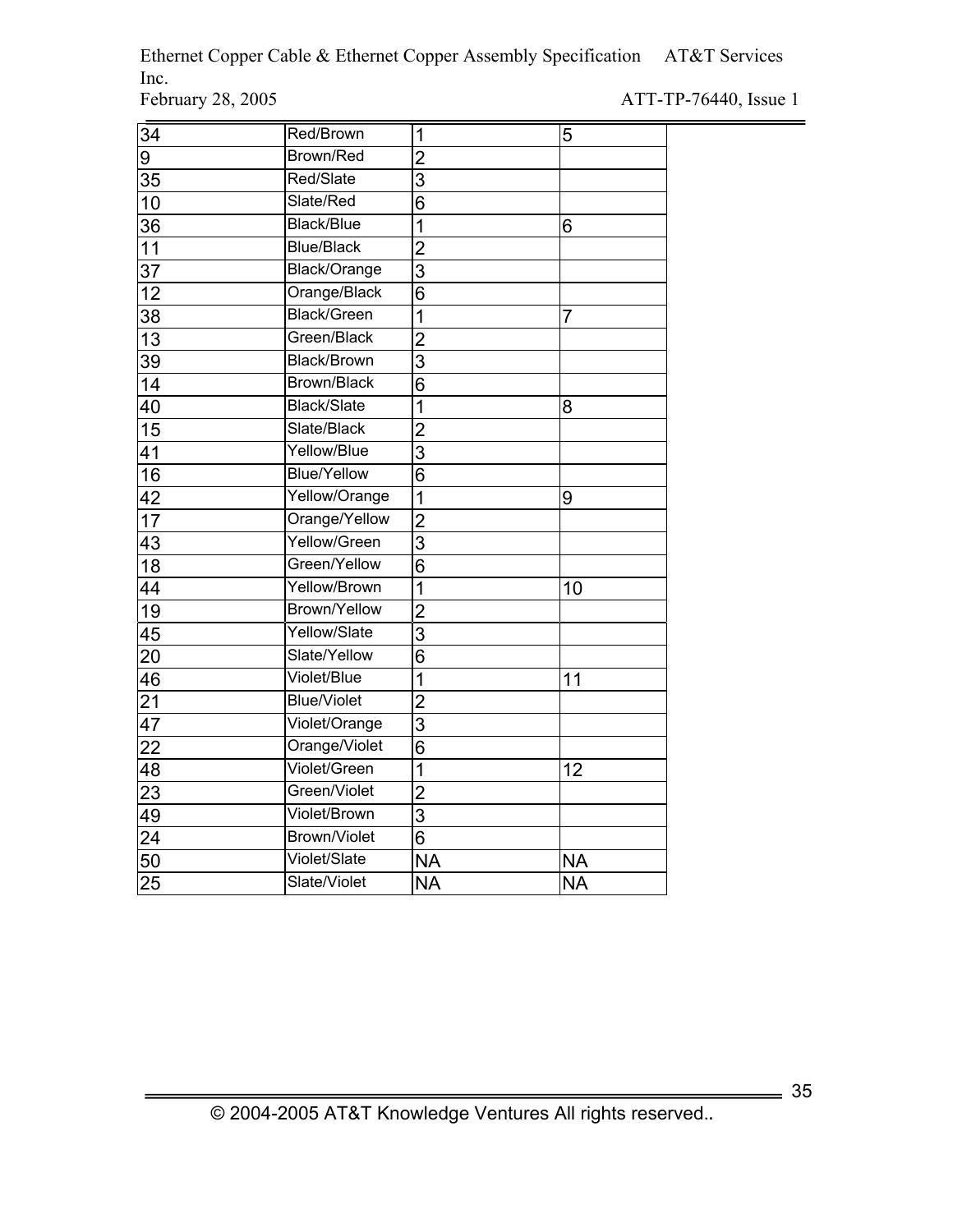| | | | |
|---|---|---|---|
| 34 | Red/Brown | 1 | 5 |
| 9 | Brown/Red | 2 | |
| 35 | Red/Slate | 3 | |
| 10 | Slate/Red | 6 | |
| 36 | Black/Blue | 1 | 6 |
| 11 | Blue/Black | 2 | |
| 37 | Black/Orange | 3 | |
| 12 | Orange/Black | 6 | |
| 38 | Black/Green | 1 | 7 |
| 13 | Green/Black | 2 | |
| 39 | Black/Brown | 3 | |
| 14 | Brown/Black | 6 | |
| 40 | Black/Slate | 1 | 8 |
| 15 | Slate/Black | 2 | |
| 41 | Yellow/Blue | 3 | |
| 16 | Blue/Yellow | 6 | |
| 42 | Yellow/Orange | 1 | 9 |
| 17 | Orange/Yellow | 2 | |
| 43 | Yellow/Green | 3 | |
| 18 | Green/Yellow | 6 | |
| 44 | Yellow/Brown | 1 | 10 |
| 19 | Brown/Yellow | 2 | |
| 45 | Yellow/Slate | 3 | |
| 20 | Slate/Yellow | 6 | |
| 46 | Violet/Blue | 1 | 11 |
| 21 | Blue/Violet | 2 | |
| 47 | Violet/Orange | 3 | |
| 22 | Orange/Violet | 6 | |
| 48 | Violet/Green | 1 | 12 |
| 23 | Green/Violet | 2 | |
| 49 | Violet/Brown | 3 | |
| 24 | Brown/Violet | 6 | |
| 50 | Violet/Slate | NA | NA |
| 25 | Slate/Violet | NA | NA |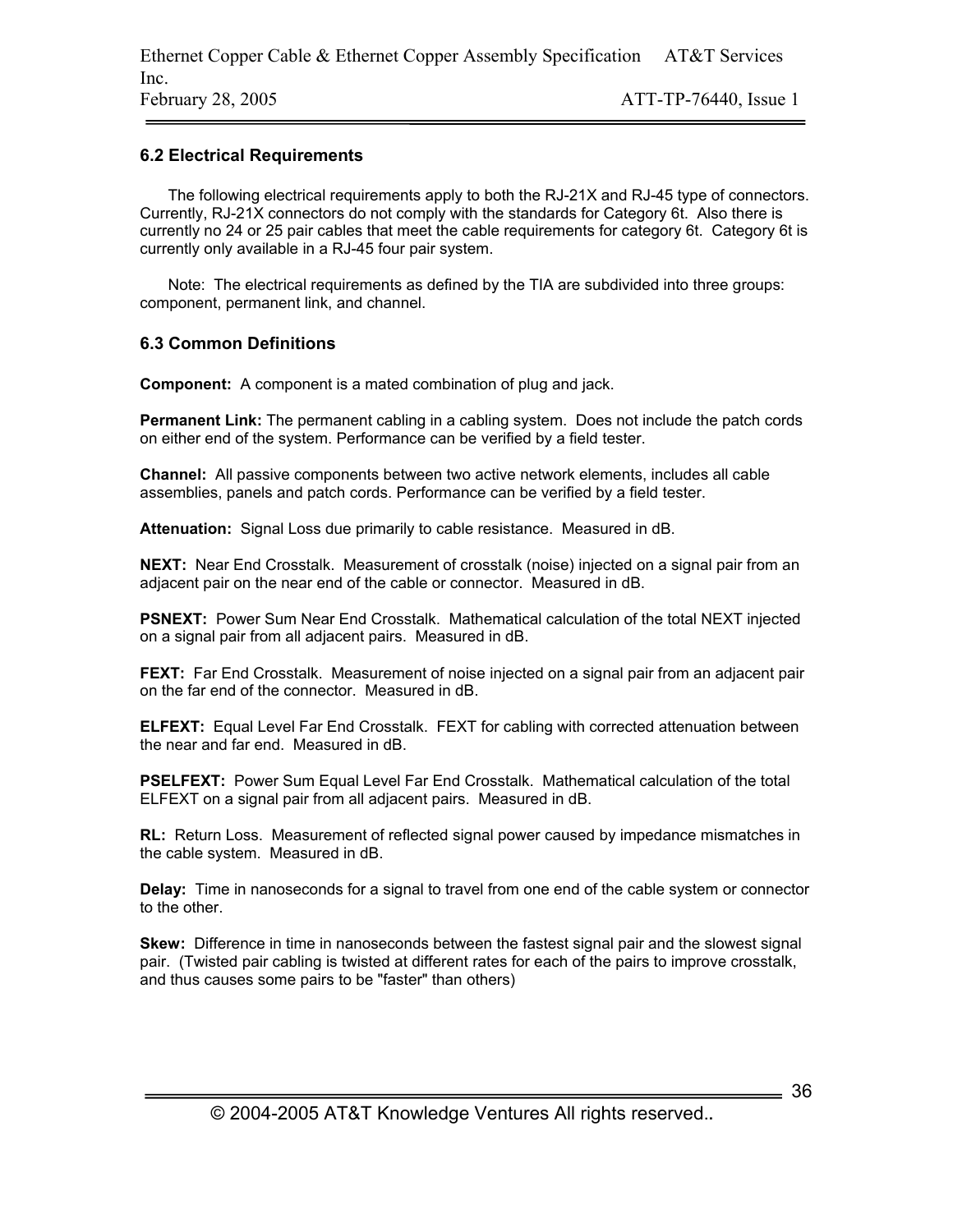## 6.2 Electrical Requirements

The following electrical requirements apply to both the RJ-21X and RJ-45 type of connectors. Currently, RJ-21X connectors do not comply with the standards for Category 6t. Also there is currently no 24 or 25 pair cables that meet the cable requirements for category 6t. Category 6t is currently only available in a RJ-45 four pair system.

Note: The electrical requirements as defined by the TIA are subdivided into three groups: component, permanent link, and channel.

## 6.3 Common Definitions

**Component:** A component is a mated combination of plug and jack.

**Permanent Link:** The permanent cabling in a cabling system. Does not include the patch cords on either end of the system. Performance can be verified by a field tester.

**Channel:** All passive components between two active network elements, includes all cable assemblies, panels and patch cords. Performance can be verified by a field tester.

**Attenuation:** Signal Loss due primarily to cable resistance. Measured in dB.

**NEXT:** Near End Crosstalk. Measurement of crosstalk (noise) injected on a signal pair from an adjacent pair on the near end of the cable or connector. Measured in dB.

**PSNEXT:** Power Sum Near End Crosstalk. Mathematical calculation of the total NEXT injected on a signal pair from all adjacent pairs. Measured in dB.

**FEXT:** Far End Crosstalk. Measurement of noise injected on a signal pair from an adjacent pair on the far end of the connector. Measured in dB.

**ELFEXT:** Equal Level Far End Crosstalk. FEXT for cabling with corrected attenuation between the near and far end. Measured in dB.

**PSELFEXT:** Power Sum Equal Level Far End Crosstalk. Mathematical calculation of the total ELFEXT on a signal pair from all adjacent pairs. Measured in dB.

**RL:** Return Loss. Measurement of reflected signal power caused by impedance mismatches in the cable system. Measured in dB.

**Delay:** Time in nanoseconds for a signal to travel from one end of the cable system or connector to the other.

**Skew:** Difference in time in nanoseconds between the fastest signal pair and the slowest signal pair. (Twisted pair cabling is twisted at different rates for each of the pairs to improve crosstalk, and thus causes some pairs to be "faster" than others)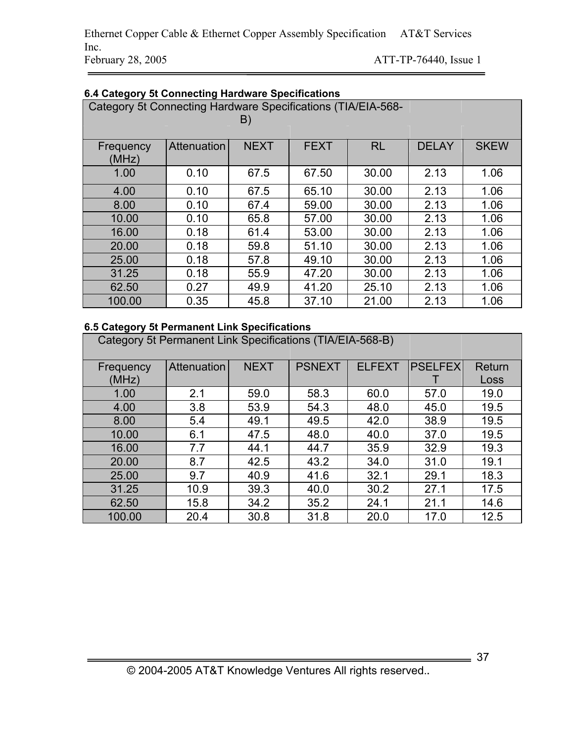### 6.4 Category 5t Connecting Hardware Specifications

| Category 5t Connecting Hardware Specifications (TIA/EIA-568-B) | | | | | | |
|---|---|---|---|---|---|---|
| Frequency (MHz) | Attenuation | NEXT | FEXT | RL | DELAY | SKEW |
| 1.00 | 0.10 | 67.5 | 67.50 | 30.00 | 2.13 | 1.06 |
| 4.00 | 0.10 | 67.5 | 65.10 | 30.00 | 2.13 | 1.06 |
| 8.00 | 0.10 | 67.4 | 59.00 | 30.00 | 2.13 | 1.06 |
| 10.00 | 0.10 | 65.8 | 57.00 | 30.00 | 2.13 | 1.06 |
| 16.00 | 0.18 | 61.4 | 53.00 | 30.00 | 2.13 | 1.06 |
| 20.00 | 0.18 | 59.8 | 51.10 | 30.00 | 2.13 | 1.06 |
| 25.00 | 0.18 | 57.8 | 49.10 | 30.00 | 2.13 | 1.06 |
| 31.25 | 0.18 | 55.9 | 47.20 | 30.00 | 2.13 | 1.06 |
| 62.50 | 0.27 | 49.9 | 41.20 | 25.10 | 2.13 | 1.06 |
| 100.00 | 0.35 | 45.8 | 37.10 | 21.00 | 2.13 | 1.06 |

### 6.5 Category 5t Permanent Link Specifications

| Category 5t Permanent Link Specifications (TIA/EIA-568-B) | | | | | | |
|---|---|---|---|---|---|---|
| Frequency (MHz) | Attenuation | NEXT | PSNEXT | ELFEXT | PSELFEXT | Return Loss |
| 1.00 | 2.1 | 59.0 | 58.3 | 60.0 | 57.0 | 19.0 |
| 4.00 | 3.8 | 53.9 | 54.3 | 48.0 | 45.0 | 19.5 |
| 8.00 | 5.4 | 49.1 | 49.5 | 42.0 | 38.9 | 19.5 |
| 10.00 | 6.1 | 47.5 | 48.0 | 40.0 | 37.0 | 19.5 |
| 16.00 | 7.7 | 44.1 | 44.7 | 35.9 | 32.9 | 19.3 |
| 20.00 | 8.7 | 42.5 | 43.2 | 34.0 | 31.0 | 19.1 |
| 25.00 | 9.7 | 40.9 | 41.6 | 32.1 | 29.1 | 18.3 |
| 31.25 | 10.9 | 39.3 | 40.0 | 30.2 | 27.1 | 17.5 |
| 62.50 | 15.8 | 34.2 | 35.2 | 24.1 | 21.1 | 14.6 |
| 100.00 | 20.4 | 30.8 | 31.8 | 20.0 | 17.0 | 12.5 |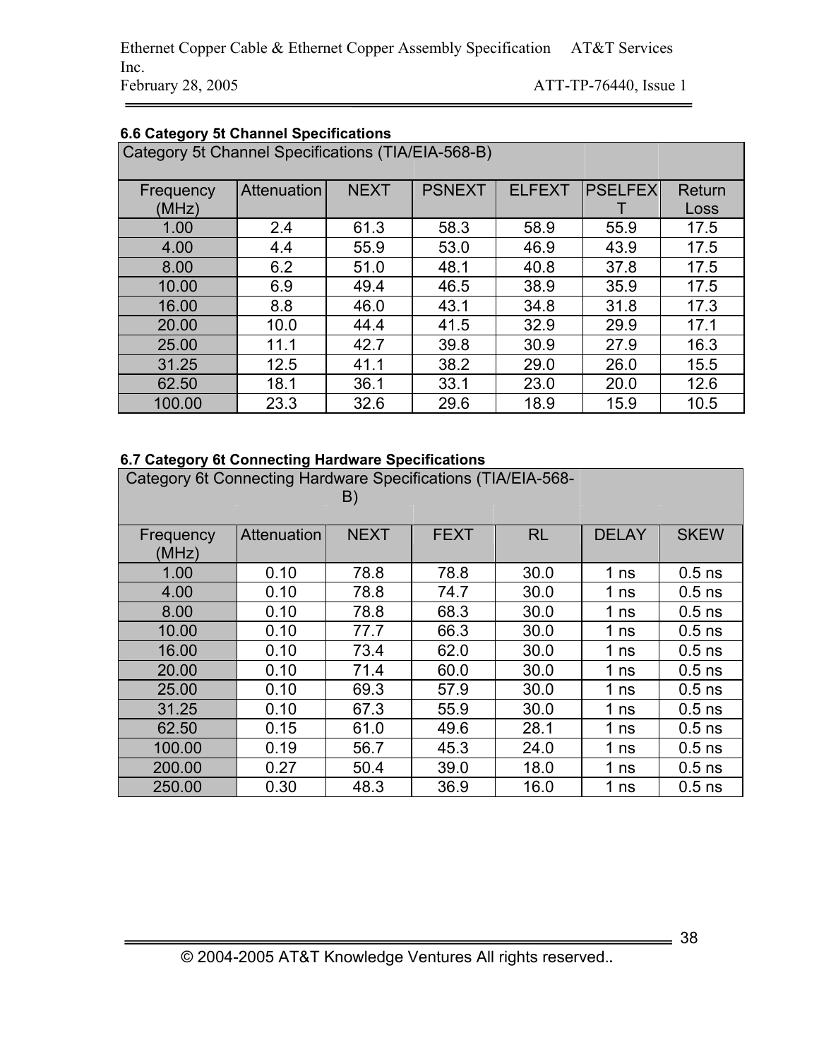### 6.6 Category 5t Channel Specifications

| Category 5t Channel Specifications (TIA/EIA-568-B) | | | | | | |
|---|---|---|---|---|---|---|
| Frequency (MHz) | Attenuation | NEXT | PSNEXT | ELFEXT | PSELFEXT | Return Loss |
| 1.00 | 2.4 | 61.3 | 58.3 | 58.9 | 55.9 | 17.5 |
| 4.00 | 4.4 | 55.9 | 53.0 | 46.9 | 43.9 | 17.5 |
| 8.00 | 6.2 | 51.0 | 48.1 | 40.8 | 37.8 | 17.5 |
| 10.00 | 6.9 | 49.4 | 46.5 | 38.9 | 35.9 | 17.5 |
| 16.00 | 8.8 | 46.0 | 43.1 | 34.8 | 31.8 | 17.3 |
| 20.00 | 10.0 | 44.4 | 41.5 | 32.9 | 29.9 | 17.1 |
| 25.00 | 11.1 | 42.7 | 39.8 | 30.9 | 27.9 | 16.3 |
| 31.25 | 12.5 | 41.1 | 38.2 | 29.0 | 26.0 | 15.5 |
| 62.50 | 18.1 | 36.1 | 33.1 | 23.0 | 20.0 | 12.6 |
| 100.00 | 23.3 | 32.6 | 29.6 | 18.9 | 15.9 | 10.5 |

### 6.7 Category 6t Connecting Hardware Specifications

| Category 6t Connecting Hardware Specifications (TIA/EIA-568-B) | | | | | | |
|---|---|---|---|---|---|---|
| Frequency (MHz) | Attenuation | NEXT | FEXT | RL | DELAY | SKEW |
| 1.00 | 0.10 | 78.8 | 78.8 | 30.0 | 1 ns | 0.5 ns |
| 4.00 | 0.10 | 78.8 | 74.7 | 30.0 | 1 ns | 0.5 ns |
| 8.00 | 0.10 | 78.8 | 68.3 | 30.0 | 1 ns | 0.5 ns |
| 10.00 | 0.10 | 77.7 | 66.3 | 30.0 | 1 ns | 0.5 ns |
| 16.00 | 0.10 | 73.4 | 62.0 | 30.0 | 1 ns | 0.5 ns |
| 20.00 | 0.10 | 71.4 | 60.0 | 30.0 | 1 ns | 0.5 ns |
| 25.00 | 0.10 | 69.3 | 57.9 | 30.0 | 1 ns | 0.5 ns |
| 31.25 | 0.10 | 67.3 | 55.9 | 30.0 | 1 ns | 0.5 ns |
| 62.50 | 0.15 | 61.0 | 49.6 | 28.1 | 1 ns | 0.5 ns |
| 100.00 | 0.19 | 56.7 | 45.3 | 24.0 | 1 ns | 0.5 ns |
| 200.00 | 0.27 | 50.4 | 39.0 | 18.0 | 1 ns | 0.5 ns |
| 250.00 | 0.30 | 48.3 | 36.9 | 16.0 | 1 ns | 0.5 ns |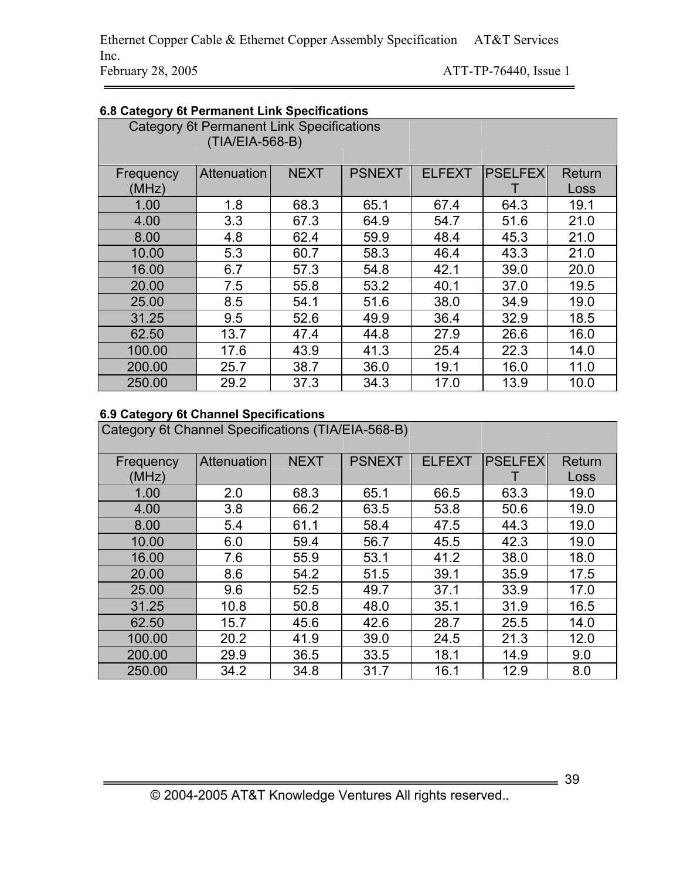### 6.8 Category 6t Permanent Link Specifications

| Category 6t Permanent Link Specifications (TIA/EIA-568-B) | | | | | | |
|---|---|---|---|---|---|---|
| Frequency (MHz) | Attenuation | NEXT | PSNEXT | ELFEXT | PSELFEXT | Return Loss |
| 1.00 | 1.8 | 68.3 | 65.1 | 67.4 | 64.3 | 19.1 |
| 4.00 | 3.3 | 67.3 | 64.9 | 54.7 | 51.6 | 21.0 |
| 8.00 | 4.8 | 62.4 | 59.9 | 48.4 | 45.3 | 21.0 |
| 10.00 | 5.3 | 60.7 | 58.3 | 46.4 | 43.3 | 21.0 |
| 16.00 | 6.7 | 57.3 | 54.8 | 42.1 | 39.0 | 20.0 |
| 20.00 | 7.5 | 55.8 | 53.2 | 40.1 | 37.0 | 19.5 |
| 25.00 | 8.5 | 54.1 | 51.6 | 38.0 | 34.9 | 19.0 |
| 31.25 | 9.5 | 52.6 | 49.9 | 36.4 | 32.9 | 18.5 |
| 62.50 | 13.7 | 47.4 | 44.8 | 27.9 | 26.6 | 16.0 |
| 100.00 | 17.6 | 43.9 | 41.3 | 25.4 | 22.3 | 14.0 |
| 200.00 | 25.7 | 38.7 | 36.0 | 19.1 | 16.0 | 11.0 |
| 250.00 | 29.2 | 37.3 | 34.3 | 17.0 | 13.9 | 10.0 |

### 6.9 Category 6t Channel Specifications

| Category 6t Channel Specifications (TIA/EIA-568-B) | | | | | | |
|---|---|---|---|---|---|---|
| Frequency (MHz) | Attenuation | NEXT | PSNEXT | ELFEXT | PSELFEXT | Return Loss |
| 1.00 | 2.0 | 68.3 | 65.1 | 66.5 | 63.3 | 19.0 |
| 4.00 | 3.8 | 66.2 | 63.5 | 53.8 | 50.6 | 19.0 |
| 8.00 | 5.4 | 61.1 | 58.4 | 47.5 | 44.3 | 19.0 |
| 10.00 | 6.0 | 59.4 | 56.7 | 45.5 | 42.3 | 19.0 |
| 16.00 | 7.6 | 55.9 | 53.1 | 41.2 | 38.0 | 18.0 |
| 20.00 | 8.6 | 54.2 | 51.5 | 39.1 | 35.9 | 17.5 |
| 25.00 | 9.6 | 52.5 | 49.7 | 37.1 | 33.9 | 17.0 |
| 31.25 | 10.8 | 50.8 | 48.0 | 35.1 | 31.9 | 16.5 |
| 62.50 | 15.7 | 45.6 | 42.6 | 28.7 | 25.5 | 14.0 |
| 100.00 | 20.2 | 41.9 | 39.0 | 24.5 | 21.3 | 12.0 |
| 200.00 | 29.9 | 36.5 | 33.5 | 18.1 | 14.9 | 9.0 |
| 250.00 | 34.2 | 34.8 | 31.7 | 16.1 | 12.9 | 8.0 |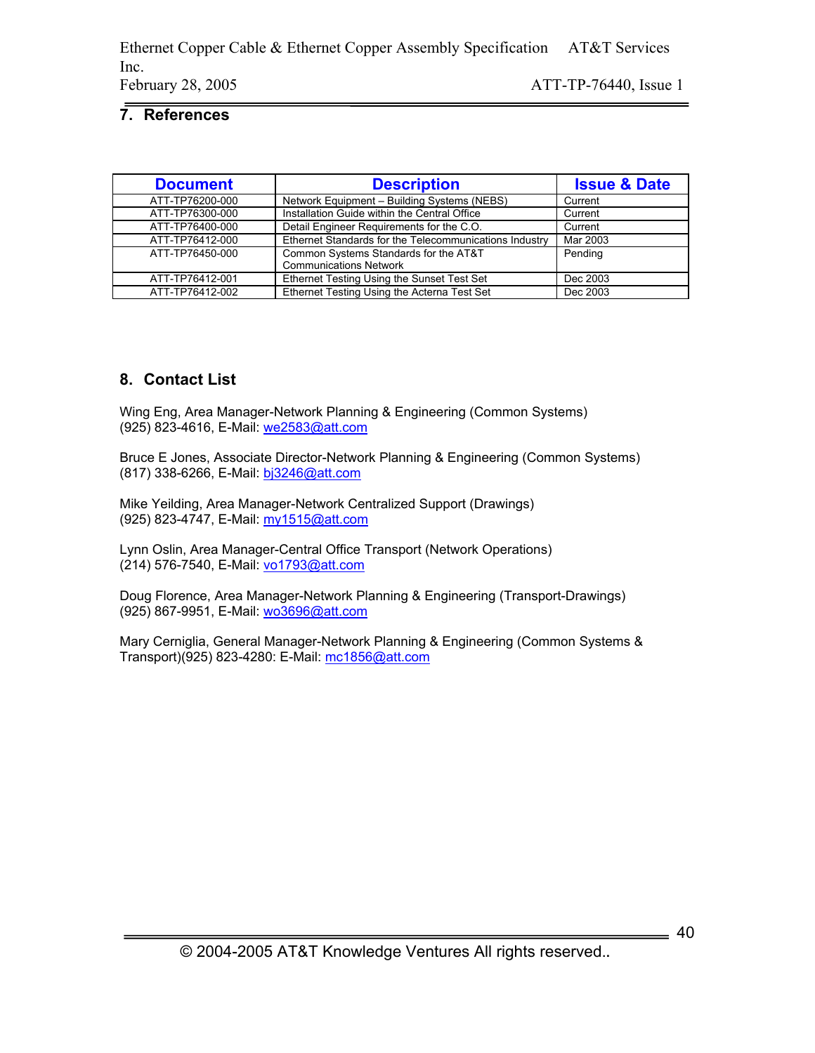## 7. References

| Document | Description | Issue & Date |
|---|---|---|
| ATT-TP76200-000 | Network Equipment – Building Systems (NEBS) | Current |
| ATT-TP76300-000 | Installation Guide within the Central Office | Current |
| ATT-TP76400-000 | Detail Engineer Requirements for the C.O. | Current |
| ATT-TP76412-000 | Ethernet Standards for the Telecommunications Industry | Mar 2003 |
| ATT-TP76450-000 | Common Systems Standards for the AT&T Communications Network | Pending |
| ATT-TP76412-001 | Ethernet Testing Using the Sunset Test Set | Dec 2003 |
| ATT-TP76412-002 | Ethernet Testing Using the Acterna Test Set | Dec 2003 |

## 8. Contact List

Wing Eng, Area Manager-Network Planning & Engineering (Common Systems)
(925) 823-4616, E-Mail: we2583@att.com

Bruce E Jones, Associate Director-Network Planning & Engineering (Common Systems)
(817) 338-6266, E-Mail: bj3246@att.com

Mike Yeilding, Area Manager-Network Centralized Support (Drawings)
(925) 823-4747, E-Mail: my1515@att.com

Lynn Oslin, Area Manager-Central Office Transport (Network Operations)
(214) 576-7540, E-Mail: vo1793@att.com

Doug Florence, Area Manager-Network Planning & Engineering (Transport-Drawings)
(925) 867-9951, E-Mail: wo3696@att.com

Mary Cerniglia, General Manager-Network Planning & Engineering (Common Systems & Transport)(925) 823-4280: E-Mail: mc1856@att.com